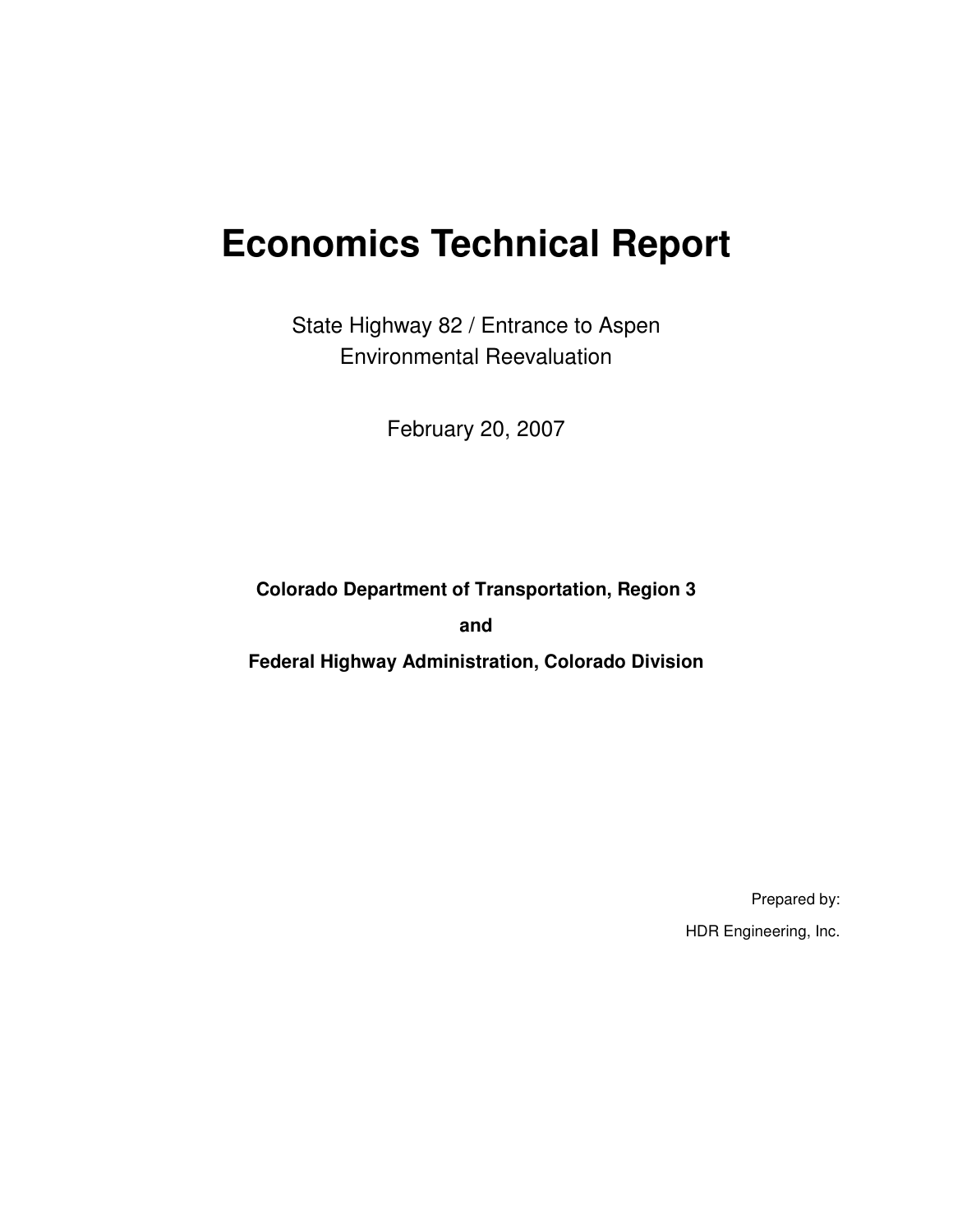# Economics Technical Report

State Highway 82 / Entrance to Aspen
Environmental Reevaluation

February 20, 2007

**Colorado Department of Transportation, Region 3**

**and**

**Federal Highway Administration, Colorado Division**

Prepared by:

HDR Engineering, Inc.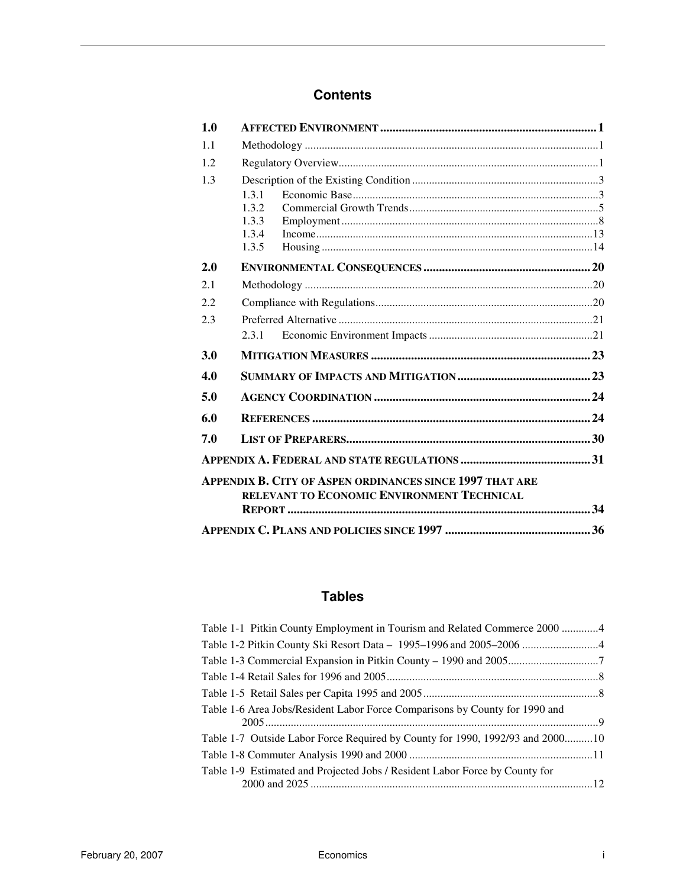# Contents

| | | |
|---|---|---|
| **1.0** | **AFFECTED ENVIRONMENT** | **1** |
| 1.1 | Methodology | 1 |
| 1.2 | Regulatory Overview | 1 |
| 1.3 | Description of the Existing Condition | 3 |
| 1.3.1 | Economic Base | 3 |
| 1.3.2 | Commercial Growth Trends | 5 |
| 1.3.3 | Employment | 8 |
| 1.3.4 | Income | 13 |
| 1.3.5 | Housing | 14 |
| **2.0** | **ENVIRONMENTAL CONSEQUENCES** | **20** |
| 2.1 | Methodology | 20 |
| 2.2 | Compliance with Regulations | 20 |
| 2.3 | Preferred Alternative | 21 |
| 2.3.1 | Economic Environment Impacts | 21 |
| **3.0** | **MITIGATION MEASURES** | **23** |
| **4.0** | **SUMMARY OF IMPACTS AND MITIGATION** | **23** |
| **5.0** | **AGENCY COORDINATION** | **24** |
| **6.0** | **REFERENCES** | **24** |
| **7.0** | **LIST OF PREPARERS** | **30** |
| | **APPENDIX A. FEDERAL AND STATE REGULATIONS** | **31** |
| | **APPENDIX B. CITY OF ASPEN ORDINANCES SINCE 1997 THAT ARE RELEVANT TO ECONOMIC ENVIRONMENT TECHNICAL REPORT** | **34** |
| | **APPENDIX C. PLANS AND POLICIES SINCE 1997** | **36** |

# Tables

| | |
|---|---|
| Table 1-1 Pitkin County Employment in Tourism and Related Commerce 2000 | 4 |
| Table 1-2 Pitkin County Ski Resort Data – 1995–1996 and 2005–2006 | 4 |
| Table 1-3 Commercial Expansion in Pitkin County – 1990 and 2005 | 7 |
| Table 1-4 Retail Sales for 1996 and 2005 | 8 |
| Table 1-5 Retail Sales per Capita 1995 and 2005 | 8 |
| Table 1-6 Area Jobs/Resident Labor Force Comparisons by County for 1990 and 2005 | 9 |
| Table 1-7 Outside Labor Force Required by County for 1990, 1992/93 and 2000 | 10 |
| Table 1-8 Commuter Analysis 1990 and 2000 | 11 |
| Table 1-9 Estimated and Projected Jobs / Resident Labor Force by County for 2000 and 2025 | 12 |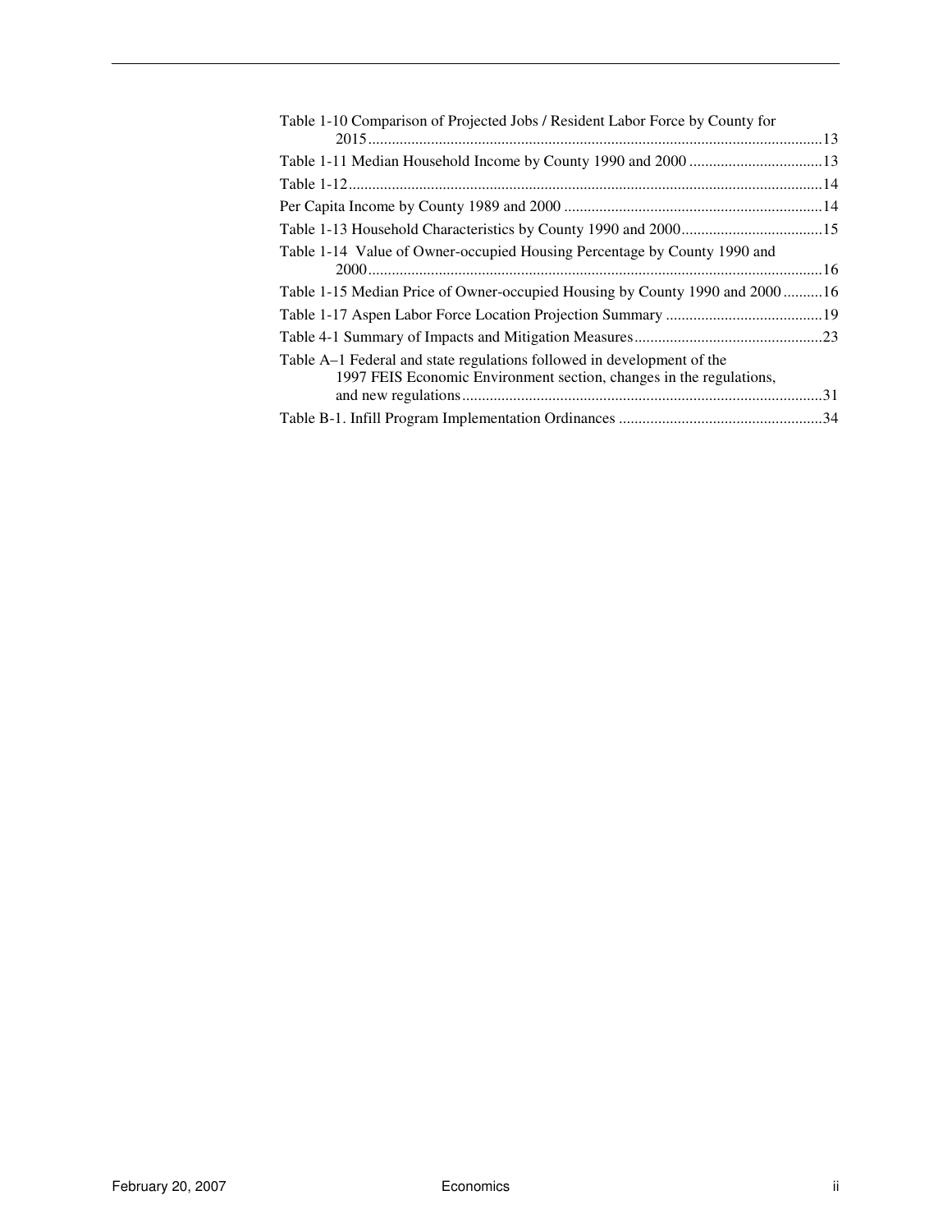Table 1-10 Comparison of Projected Jobs / Resident Labor Force by County for 2015 ........ 13

Table 1-11 Median Household Income by County 1990 and 2000 ........ 13

Table 1-12 ........ 14

Per Capita Income by County 1989 and 2000 ........ 14

Table 1-13 Household Characteristics by County 1990 and 2000 ........ 15

Table 1-14 Value of Owner-occupied Housing Percentage by County 1990 and 2000 ........ 16

Table 1-15 Median Price of Owner-occupied Housing by County 1990 and 2000 ........ 16

Table 1-17 Aspen Labor Force Location Projection Summary ........ 19

Table 4-1 Summary of Impacts and Mitigation Measures ........ 23

Table A–1 Federal and state regulations followed in development of the 1997 FEIS Economic Environment section, changes in the regulations, and new regulations ........ 31

Table B-1. Infill Program Implementation Ordinances ........ 34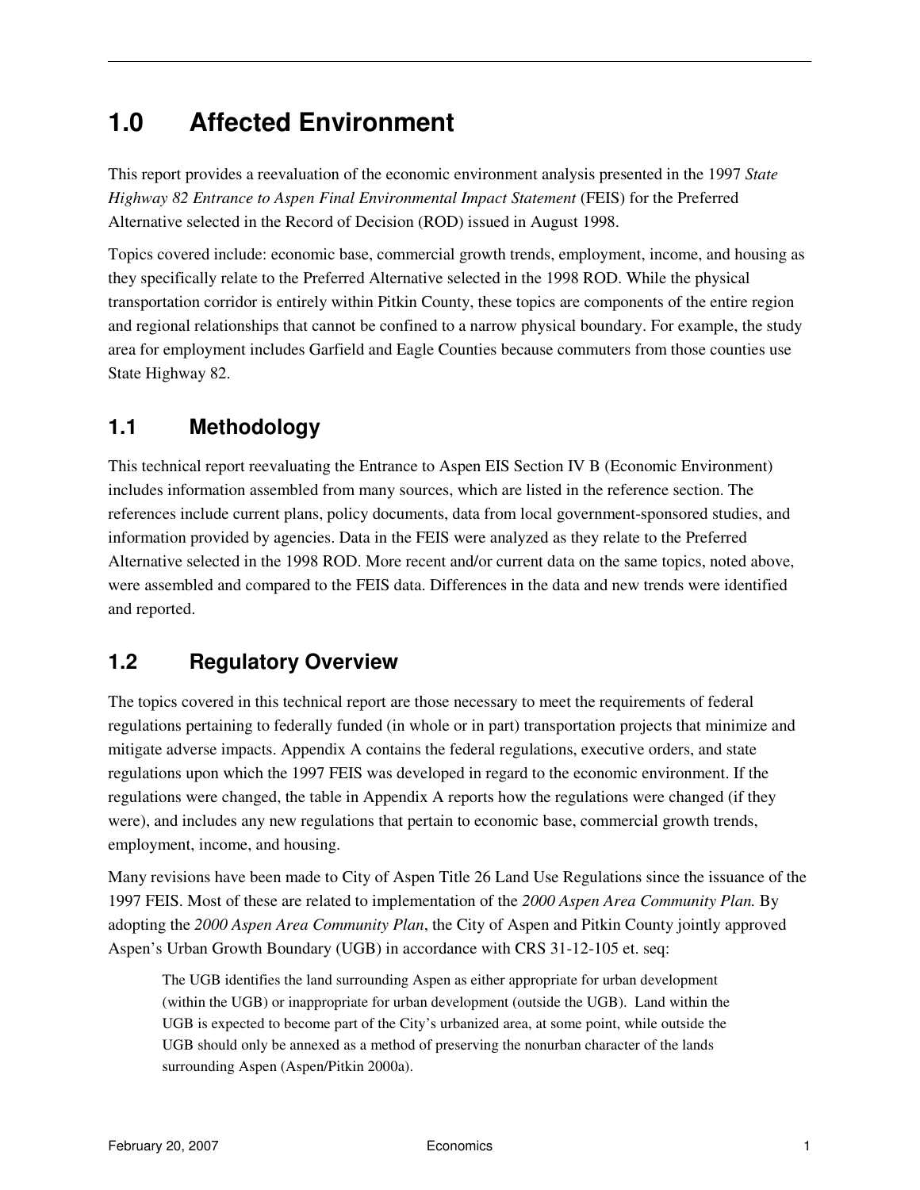# 1.0 Affected Environment

This report provides a reevaluation of the economic environment analysis presented in the 1997 *State Highway 82 Entrance to Aspen Final Environmental Impact Statement* (FEIS) for the Preferred Alternative selected in the Record of Decision (ROD) issued in August 1998.

Topics covered include: economic base, commercial growth trends, employment, income, and housing as they specifically relate to the Preferred Alternative selected in the 1998 ROD. While the physical transportation corridor is entirely within Pitkin County, these topics are components of the entire region and regional relationships that cannot be confined to a narrow physical boundary. For example, the study area for employment includes Garfield and Eagle Counties because commuters from those counties use State Highway 82.

## 1.1 Methodology

This technical report reevaluating the Entrance to Aspen EIS Section IV B (Economic Environment) includes information assembled from many sources, which are listed in the reference section. The references include current plans, policy documents, data from local government-sponsored studies, and information provided by agencies. Data in the FEIS were analyzed as they relate to the Preferred Alternative selected in the 1998 ROD. More recent and/or current data on the same topics, noted above, were assembled and compared to the FEIS data. Differences in the data and new trends were identified and reported.

## 1.2 Regulatory Overview

The topics covered in this technical report are those necessary to meet the requirements of federal regulations pertaining to federally funded (in whole or in part) transportation projects that minimize and mitigate adverse impacts. Appendix A contains the federal regulations, executive orders, and state regulations upon which the 1997 FEIS was developed in regard to the economic environment. If the regulations were changed, the table in Appendix A reports how the regulations were changed (if they were), and includes any new regulations that pertain to economic base, commercial growth trends, employment, income, and housing.

Many revisions have been made to City of Aspen Title 26 Land Use Regulations since the issuance of the 1997 FEIS. Most of these are related to implementation of the *2000 Aspen Area Community Plan.* By adopting the *2000 Aspen Area Community Plan*, the City of Aspen and Pitkin County jointly approved Aspen's Urban Growth Boundary (UGB) in accordance with CRS 31-12-105 et. seq:

> The UGB identifies the land surrounding Aspen as either appropriate for urban development (within the UGB) or inappropriate for urban development (outside the UGB). Land within the UGB is expected to become part of the City's urbanized area, at some point, while outside the UGB should only be annexed as a method of preserving the nonurban character of the lands surrounding Aspen (Aspen/Pitkin 2000a).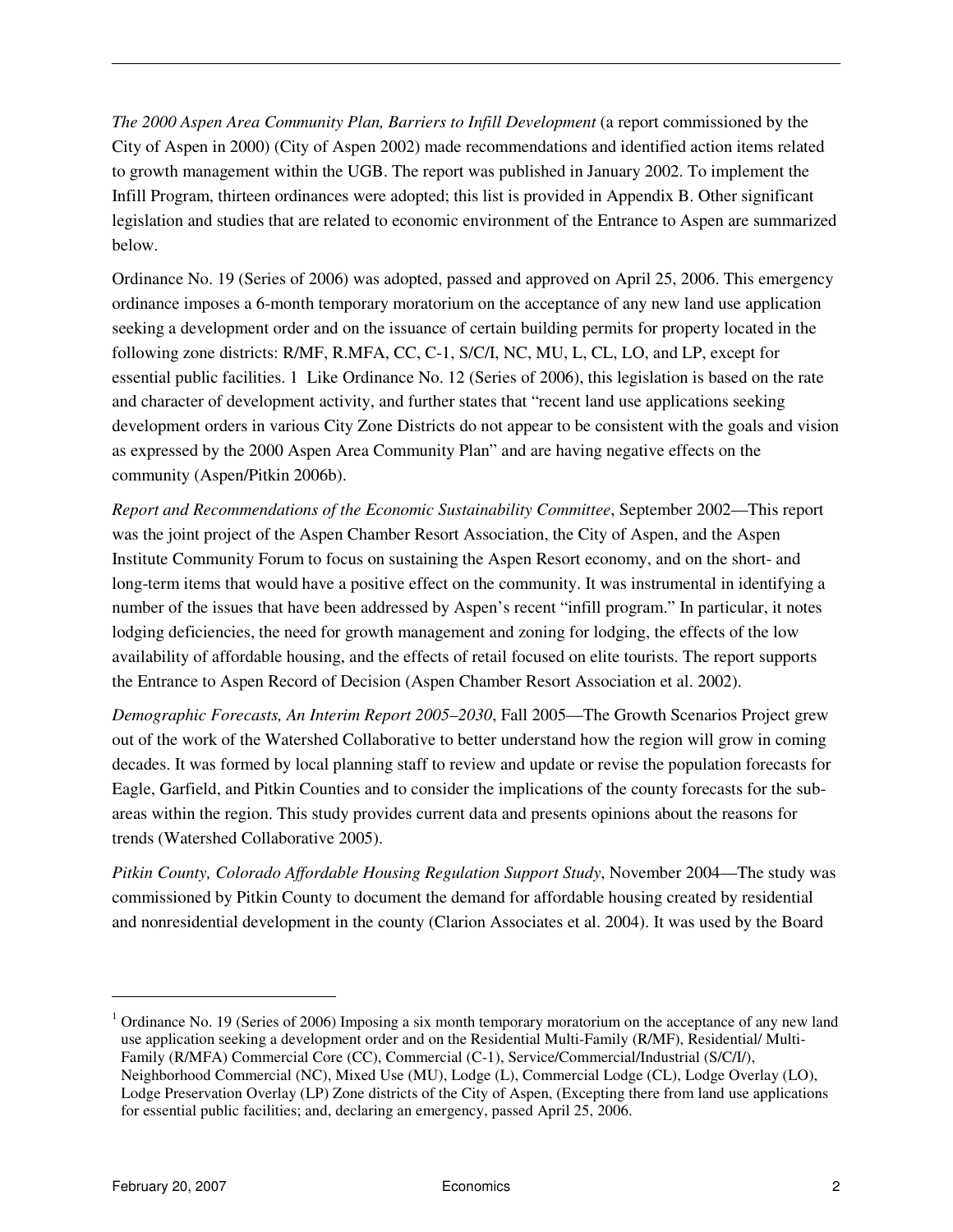*The 2000 Aspen Area Community Plan, Barriers to Infill Development* (a report commissioned by the City of Aspen in 2000) (City of Aspen 2002) made recommendations and identified action items related to growth management within the UGB. The report was published in January 2002. To implement the Infill Program, thirteen ordinances were adopted; this list is provided in Appendix B. Other significant legislation and studies that are related to economic environment of the Entrance to Aspen are summarized below.

Ordinance No. 19 (Series of 2006) was adopted, passed and approved on April 25, 2006. This emergency ordinance imposes a 6-month temporary moratorium on the acceptance of any new land use application seeking a development order and on the issuance of certain building permits for property located in the following zone districts: R/MF, R.MFA, CC, C-1, S/C/I, NC, MU, L, CL, LO, and LP, except for essential public facilities. [1] Like Ordinance No. 12 (Series of 2006), this legislation is based on the rate and character of development activity, and further states that "recent land use applications seeking development orders in various City Zone Districts do not appear to be consistent with the goals and vision as expressed by the 2000 Aspen Area Community Plan" and are having negative effects on the community (Aspen/Pitkin 2006b).

*Report and Recommendations of the Economic Sustainability Committee*, September 2002—This report was the joint project of the Aspen Chamber Resort Association, the City of Aspen, and the Aspen Institute Community Forum to focus on sustaining the Aspen Resort economy, and on the short- and long-term items that would have a positive effect on the community. It was instrumental in identifying a number of the issues that have been addressed by Aspen's recent "infill program." In particular, it notes lodging deficiencies, the need for growth management and zoning for lodging, the effects of the low availability of affordable housing, and the effects of retail focused on elite tourists. The report supports the Entrance to Aspen Record of Decision (Aspen Chamber Resort Association et al. 2002).

*Demographic Forecasts, An Interim Report 2005–2030*, Fall 2005—The Growth Scenarios Project grew out of the work of the Watershed Collaborative to better understand how the region will grow in coming decades. It was formed by local planning staff to review and update or revise the population forecasts for Eagle, Garfield, and Pitkin Counties and to consider the implications of the county forecasts for the sub-areas within the region. This study provides current data and presents opinions about the reasons for trends (Watershed Collaborative 2005).

*Pitkin County, Colorado Affordable Housing Regulation Support Study*, November 2004—The study was commissioned by Pitkin County to document the demand for affordable housing created by residential and nonresidential development in the county (Clarion Associates et al. 2004). It was used by the Board

---

[1] Ordinance No. 19 (Series of 2006) Imposing a six month temporary moratorium on the acceptance of any new land use application seeking a development order and on the Residential Multi-Family (R/MF), Residential/ Multi-Family (R/MFA) Commercial Core (CC), Commercial (C-1), Service/Commercial/Industrial (S/C/I/), Neighborhood Commercial (NC), Mixed Use (MU), Lodge (L), Commercial Lodge (CL), Lodge Overlay (LO), Lodge Preservation Overlay (LP) Zone districts of the City of Aspen, (Excepting there from land use applications for essential public facilities; and, declaring an emergency, passed April 25, 2006.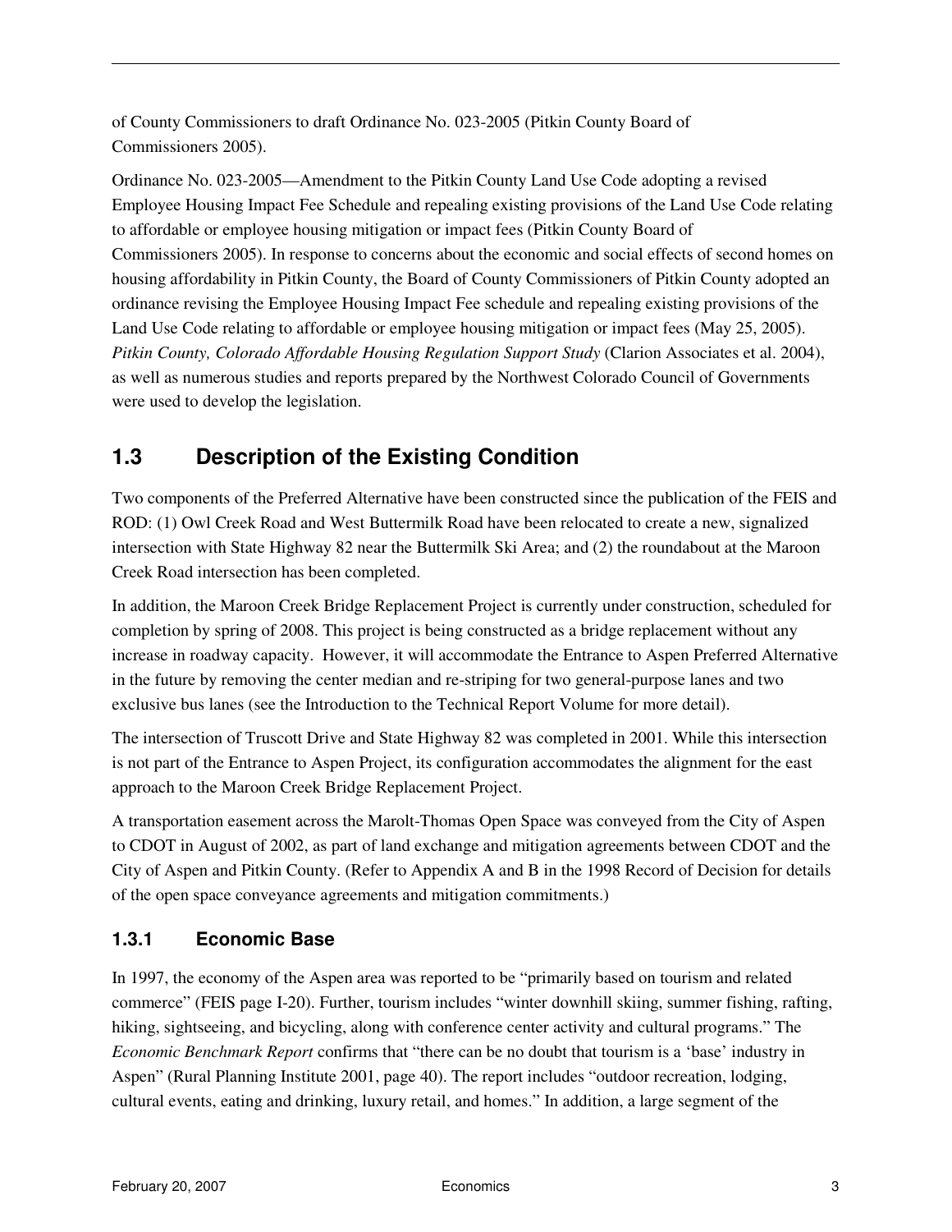of County Commissioners to draft Ordinance No. 023-2005 (Pitkin County Board of Commissioners 2005).

Ordinance No. 023-2005—Amendment to the Pitkin County Land Use Code adopting a revised Employee Housing Impact Fee Schedule and repealing existing provisions of the Land Use Code relating to affordable or employee housing mitigation or impact fees (Pitkin County Board of Commissioners 2005). In response to concerns about the economic and social effects of second homes on housing affordability in Pitkin County, the Board of County Commissioners of Pitkin County adopted an ordinance revising the Employee Housing Impact Fee schedule and repealing existing provisions of the Land Use Code relating to affordable or employee housing mitigation or impact fees (May 25, 2005). *Pitkin County, Colorado Affordable Housing Regulation Support Study* (Clarion Associates et al. 2004), as well as numerous studies and reports prepared by the Northwest Colorado Council of Governments were used to develop the legislation.

## 1.3 Description of the Existing Condition

Two components of the Preferred Alternative have been constructed since the publication of the FEIS and ROD: (1) Owl Creek Road and West Buttermilk Road have been relocated to create a new, signalized intersection with State Highway 82 near the Buttermilk Ski Area; and (2) the roundabout at the Maroon Creek Road intersection has been completed.

In addition, the Maroon Creek Bridge Replacement Project is currently under construction, scheduled for completion by spring of 2008. This project is being constructed as a bridge replacement without any increase in roadway capacity. However, it will accommodate the Entrance to Aspen Preferred Alternative in the future by removing the center median and re-striping for two general-purpose lanes and two exclusive bus lanes (see the Introduction to the Technical Report Volume for more detail).

The intersection of Truscott Drive and State Highway 82 was completed in 2001. While this intersection is not part of the Entrance to Aspen Project, its configuration accommodates the alignment for the east approach to the Maroon Creek Bridge Replacement Project.

A transportation easement across the Marolt-Thomas Open Space was conveyed from the City of Aspen to CDOT in August of 2002, as part of land exchange and mitigation agreements between CDOT and the City of Aspen and Pitkin County. (Refer to Appendix A and B in the 1998 Record of Decision for details of the open space conveyance agreements and mitigation commitments.)

### 1.3.1 Economic Base

In 1997, the economy of the Aspen area was reported to be "primarily based on tourism and related commerce" (FEIS page I-20). Further, tourism includes "winter downhill skiing, summer fishing, rafting, hiking, sightseeing, and bicycling, along with conference center activity and cultural programs." The *Economic Benchmark Report* confirms that "there can be no doubt that tourism is a 'base' industry in Aspen" (Rural Planning Institute 2001, page 40). The report includes "outdoor recreation, lodging, cultural events, eating and drinking, luxury retail, and homes." In addition, a large segment of the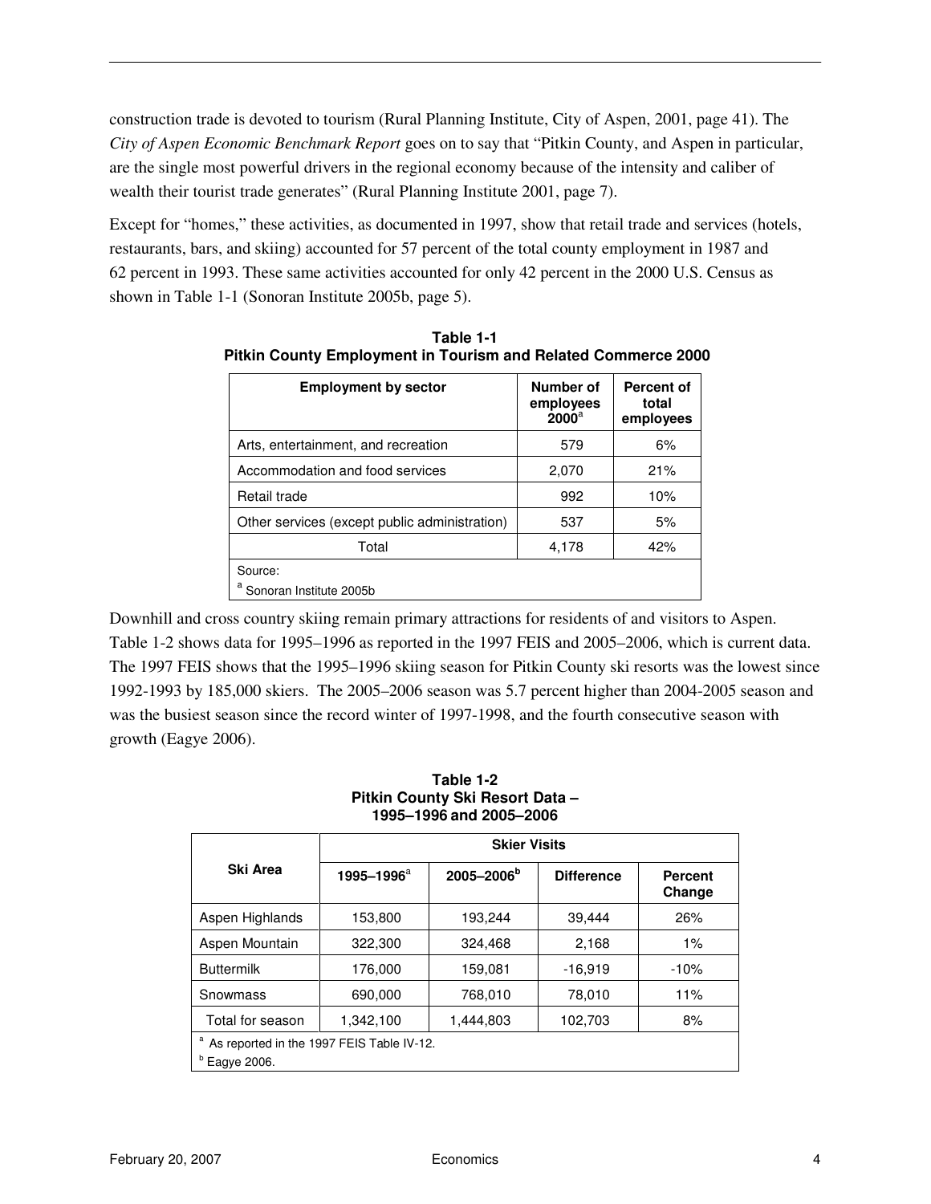construction trade is devoted to tourism (Rural Planning Institute, City of Aspen, 2001, page 41). The *City of Aspen Economic Benchmark Report* goes on to say that "Pitkin County, and Aspen in particular, are the single most powerful drivers in the regional economy because of the intensity and caliber of wealth their tourist trade generates" (Rural Planning Institute 2001, page 7).

Except for "homes," these activities, as documented in 1997, show that retail trade and services (hotels, restaurants, bars, and skiing) accounted for 57 percent of the total county employment in 1987 and 62 percent in 1993. These same activities accounted for only 42 percent in the 2000 U.S. Census as shown in Table 1-1 (Sonoran Institute 2005b, page 5).

**Table 1-1**
**Pitkin County Employment in Tourism and Related Commerce 2000**

| Employment by sector | Number of employees 2000[a] | Percent of total employees |
|---|---|---|
| Arts, entertainment, and recreation | 579 | 6% |
| Accommodation and food services | 2,070 | 21% |
| Retail trade | 992 | 10% |
| Other services (except public administration) | 537 | 5% |
| Total | 4,178 | 42% |

Source:
[a] Sonoran Institute 2005b

Downhill and cross country skiing remain primary attractions for residents of and visitors to Aspen. Table 1-2 shows data for 1995–1996 as reported in the 1997 FEIS and 2005–2006, which is current data. The 1997 FEIS shows that the 1995–1996 skiing season for Pitkin County ski resorts was the lowest since 1992-1993 by 185,000 skiers. The 2005–2006 season was 5.7 percent higher than 2004-2005 season and was the busiest season since the record winter of 1997-1998, and the fourth consecutive season with growth (Eagye 2006).

**Table 1-2**
**Pitkin County Ski Resort Data – 1995–1996 and 2005–2006**

| Ski Area | Skier Visits | | | |
|---|---|---|---|---|
| | 1995–1996[a] | 2005–2006[b] | Difference | Percent Change |
| Aspen Highlands | 153,800 | 193,244 | 39,444 | 26% |
| Aspen Mountain | 322,300 | 324,468 | 2,168 | 1% |
| Buttermilk | 176,000 | 159,081 | -16,919 | -10% |
| Snowmass | 690,000 | 768,010 | 78,010 | 11% |
| Total for season | 1,342,100 | 1,444,803 | 102,703 | 8% |

[a] As reported in the 1997 FEIS Table IV-12.
[b] Eagye 2006.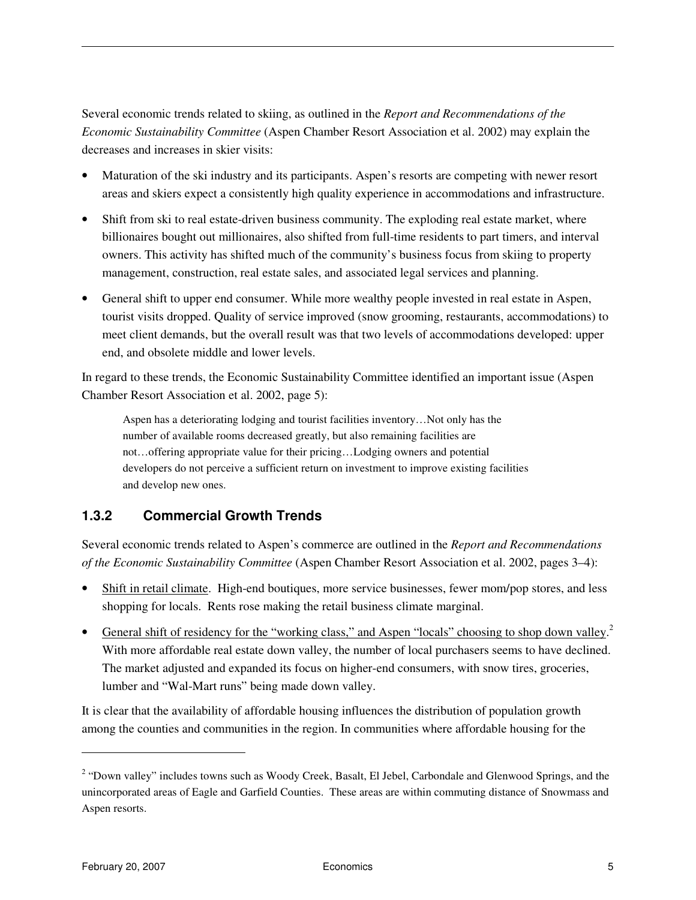Several economic trends related to skiing, as outlined in the *Report and Recommendations of the Economic Sustainability Committee* (Aspen Chamber Resort Association et al. 2002) may explain the decreases and increases in skier visits:

- Maturation of the ski industry and its participants. Aspen's resorts are competing with newer resort areas and skiers expect a consistently high quality experience in accommodations and infrastructure.
- Shift from ski to real estate-driven business community. The exploding real estate market, where billionaires bought out millionaires, also shifted from full-time residents to part timers, and interval owners. This activity has shifted much of the community's business focus from skiing to property management, construction, real estate sales, and associated legal services and planning.
- General shift to upper end consumer. While more wealthy people invested in real estate in Aspen, tourist visits dropped. Quality of service improved (snow grooming, restaurants, accommodations) to meet client demands, but the overall result was that two levels of accommodations developed: upper end, and obsolete middle and lower levels.

In regard to these trends, the Economic Sustainability Committee identified an important issue (Aspen Chamber Resort Association et al. 2002, page 5):

> Aspen has a deteriorating lodging and tourist facilities inventory…Not only has the number of available rooms decreased greatly, but also remaining facilities are not…offering appropriate value for their pricing…Lodging owners and potential developers do not perceive a sufficient return on investment to improve existing facilities and develop new ones.

### 1.3.2 Commercial Growth Trends

Several economic trends related to Aspen's commerce are outlined in the *Report and Recommendations of the Economic Sustainability Committee* (Aspen Chamber Resort Association et al. 2002, pages 3–4):

- <u>Shift in retail climate</u>. High-end boutiques, more service businesses, fewer mom/pop stores, and less shopping for locals. Rents rose making the retail business climate marginal.
- <u>General shift of residency for the "working class," and Aspen "locals" choosing to shop down valley</u>.[2] With more affordable real estate down valley, the number of local purchasers seems to have declined. The market adjusted and expanded its focus on higher-end consumers, with snow tires, groceries, lumber and "Wal-Mart runs" being made down valley.

It is clear that the availability of affordable housing influences the distribution of population growth among the counties and communities in the region. In communities where affordable housing for the

---

[2] "Down valley" includes towns such as Woody Creek, Basalt, El Jebel, Carbondale and Glenwood Springs, and the unincorporated areas of Eagle and Garfield Counties. These areas are within commuting distance of Snowmass and Aspen resorts.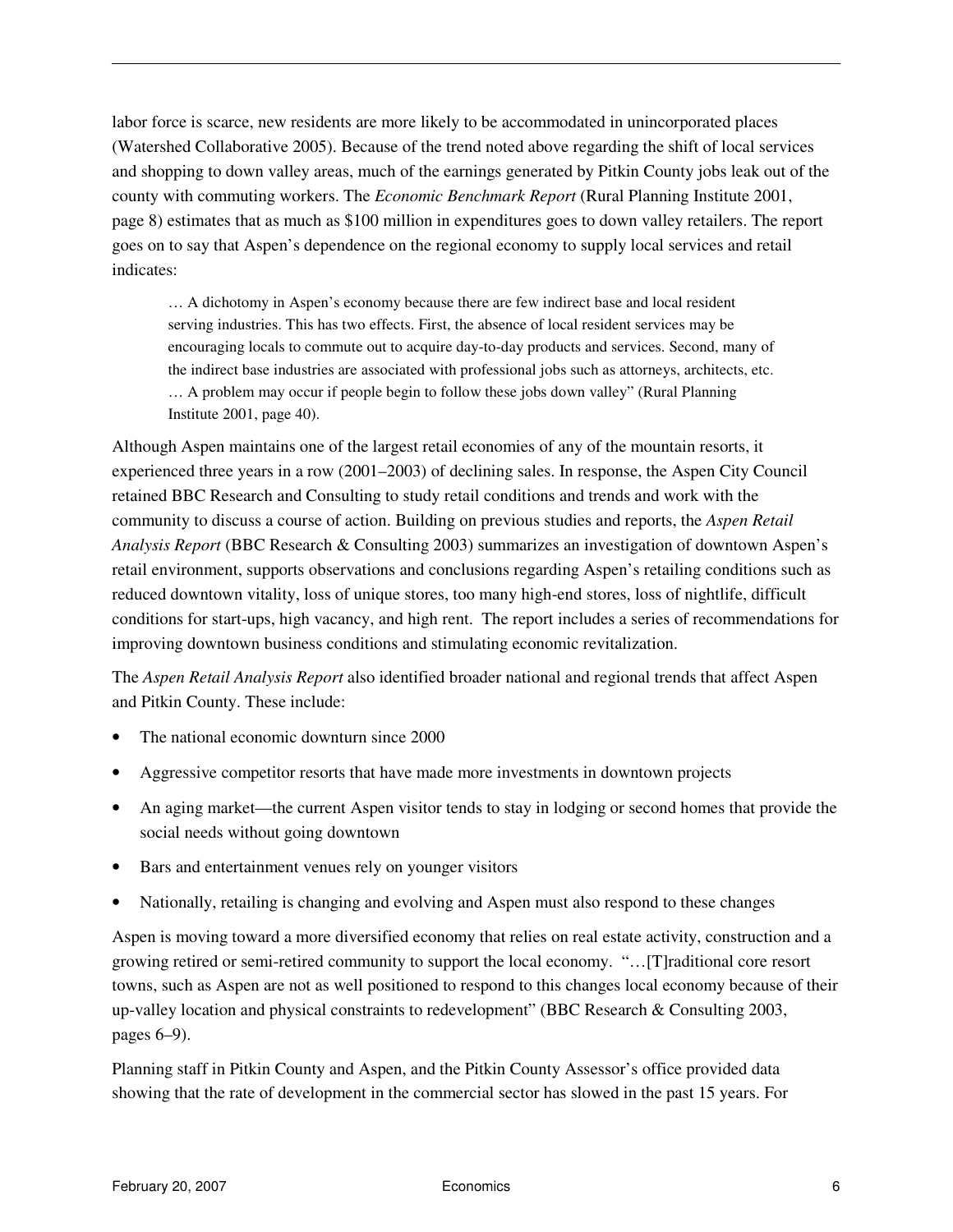labor force is scarce, new residents are more likely to be accommodated in unincorporated places (Watershed Collaborative 2005). Because of the trend noted above regarding the shift of local services and shopping to down valley areas, much of the earnings generated by Pitkin County jobs leak out of the county with commuting workers. The *Economic Benchmark Report* (Rural Planning Institute 2001, page 8) estimates that as much as $100 million in expenditures goes to down valley retailers. The report goes on to say that Aspen's dependence on the regional economy to supply local services and retail indicates:

> … A dichotomy in Aspen's economy because there are few indirect base and local resident serving industries. This has two effects. First, the absence of local resident services may be encouraging locals to commute out to acquire day-to-day products and services. Second, many of the indirect base industries are associated with professional jobs such as attorneys, architects, etc. … A problem may occur if people begin to follow these jobs down valley" (Rural Planning Institute 2001, page 40).

Although Aspen maintains one of the largest retail economies of any of the mountain resorts, it experienced three years in a row (2001–2003) of declining sales. In response, the Aspen City Council retained BBC Research and Consulting to study retail conditions and trends and work with the community to discuss a course of action. Building on previous studies and reports, the *Aspen Retail Analysis Report* (BBC Research & Consulting 2003) summarizes an investigation of downtown Aspen's retail environment, supports observations and conclusions regarding Aspen's retailing conditions such as reduced downtown vitality, loss of unique stores, too many high-end stores, loss of nightlife, difficult conditions for start-ups, high vacancy, and high rent. The report includes a series of recommendations for improving downtown business conditions and stimulating economic revitalization.

The *Aspen Retail Analysis Report* also identified broader national and regional trends that affect Aspen and Pitkin County. These include:

- The national economic downturn since 2000
- Aggressive competitor resorts that have made more investments in downtown projects
- An aging market—the current Aspen visitor tends to stay in lodging or second homes that provide the social needs without going downtown
- Bars and entertainment venues rely on younger visitors
- Nationally, retailing is changing and evolving and Aspen must also respond to these changes

Aspen is moving toward a more diversified economy that relies on real estate activity, construction and a growing retired or semi-retired community to support the local economy. "…[T]raditional core resort towns, such as Aspen are not as well positioned to respond to this changes local economy because of their up-valley location and physical constraints to redevelopment" (BBC Research & Consulting 2003, pages 6–9).

Planning staff in Pitkin County and Aspen, and the Pitkin County Assessor's office provided data showing that the rate of development in the commercial sector has slowed in the past 15 years. For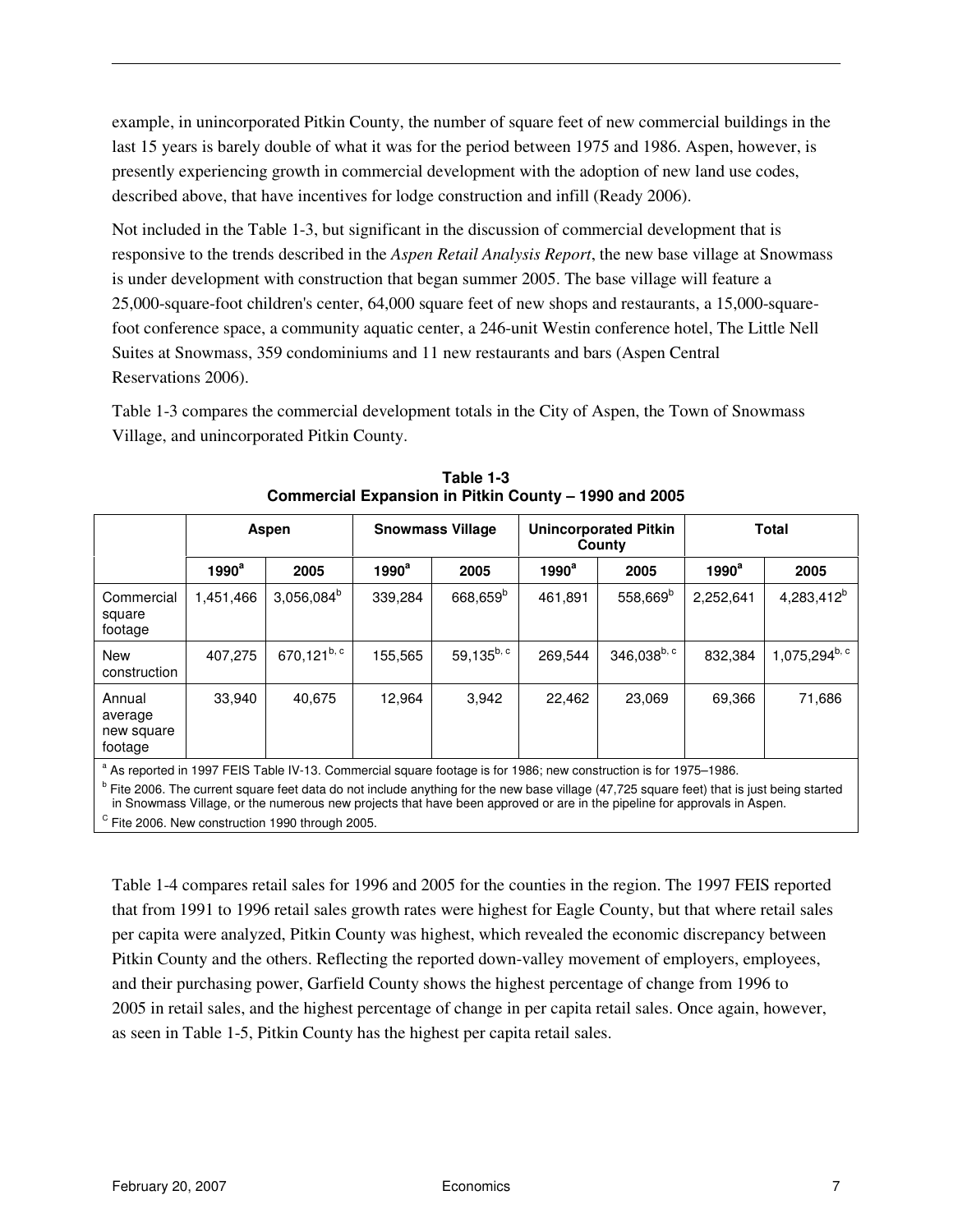example, in unincorporated Pitkin County, the number of square feet of new commercial buildings in the last 15 years is barely double of what it was for the period between 1975 and 1986. Aspen, however, is presently experiencing growth in commercial development with the adoption of new land use codes, described above, that have incentives for lodge construction and infill (Ready 2006).

Not included in the Table 1-3, but significant in the discussion of commercial development that is responsive to the trends described in the *Aspen Retail Analysis Report*, the new base village at Snowmass is under development with construction that began summer 2005. The base village will feature a 25,000-square-foot children's center, 64,000 square feet of new shops and restaurants, a 15,000-square-foot conference space, a community aquatic center, a 246-unit Westin conference hotel, The Little Nell Suites at Snowmass, 359 condominiums and 11 new restaurants and bars (Aspen Central Reservations 2006).

Table 1-3 compares the commercial development totals in the City of Aspen, the Town of Snowmass Village, and unincorporated Pitkin County.

**Table 1-3**
**Commercial Expansion in Pitkin County – 1990 and 2005**

| | Aspen | | Snowmass Village | | Unincorporated Pitkin County | | Total | |
|---|---|---|---|---|---|---|---|---|
| | 1990[a] | 2005 | 1990[a] | 2005 | 1990[a] | 2005 | 1990[a] | 2005 |
| Commercial square footage | 1,451,466 | 3,056,084[b] | 339,284 | 668,659[b] | 461,891 | 558,669[b] | 2,252,641 | 4,283,412[b] |
| New construction | 407,275 | 670,121[b, c] | 155,565 | 59,135[b, c] | 269,544 | 346,038[b, c] | 832,384 | 1,075,294[b, c] |
| Annual average new square footage | 33,940 | 40,675 | 12,964 | 3,942 | 22,462 | 23,069 | 69,366 | 71,686 |

[a] As reported in 1997 FEIS Table IV-13. Commercial square footage is for 1986; new construction is for 1975–1986.

[b] Fite 2006. The current square feet data do not include anything for the new base village (47,725 square feet) that is just being started in Snowmass Village, or the numerous new projects that have been approved or are in the pipeline for approvals in Aspen.

[c] Fite 2006. New construction 1990 through 2005.

Table 1-4 compares retail sales for 1996 and 2005 for the counties in the region. The 1997 FEIS reported that from 1991 to 1996 retail sales growth rates were highest for Eagle County, but that where retail sales per capita were analyzed, Pitkin County was highest, which revealed the economic discrepancy between Pitkin County and the others. Reflecting the reported down-valley movement of employers, employees, and their purchasing power, Garfield County shows the highest percentage of change from 1996 to 2005 in retail sales, and the highest percentage of change in per capita retail sales. Once again, however, as seen in Table 1-5, Pitkin County has the highest per capita retail sales.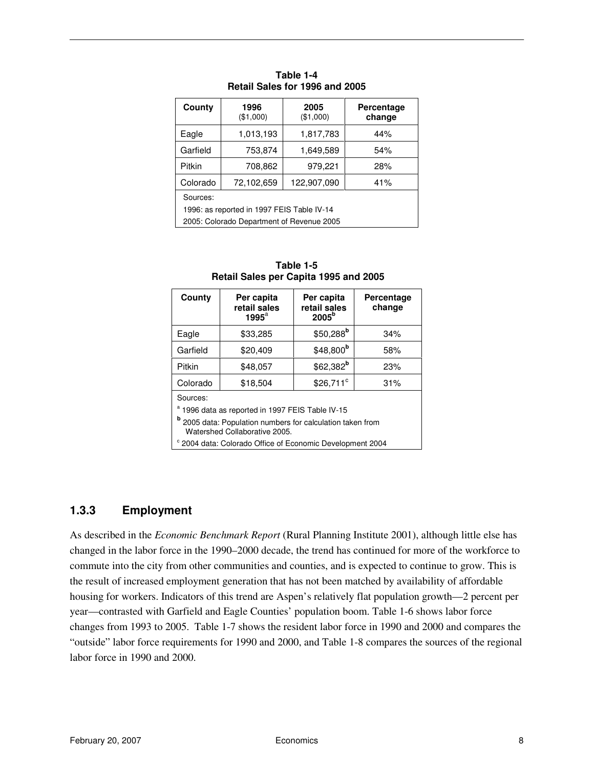**Table 1-4**
**Retail Sales for 1996 and 2005**

| County | 1996 ($1,000) | 2005 ($1,000) | Percentage change |
|---|---|---|---|
| Eagle | 1,013,193 | 1,817,783 | 44% |
| Garfield | 753,874 | 1,649,589 | 54% |
| Pitkin | 708,862 | 979,221 | 28% |
| Colorado | 72,102,659 | 122,907,090 | 41% |

Sources:
1996: as reported in 1997 FEIS Table IV-14
2005: Colorado Department of Revenue 2005

**Table 1-5**
**Retail Sales per Capita 1995 and 2005**

| County | Per capita retail sales 1995[a] | Per capita retail sales 2005[b] | Percentage change |
|---|---|---|---|
| Eagle | $33,285 | $50,288[b] | 34% |
| Garfield | $20,409 | $48,800[b] | 58% |
| Pitkin | $48,057 | $62,382[b] | 23% |
| Colorado | $18,504 | $26,711[c] | 31% |

Sources:
[a] 1996 data as reported in 1997 FEIS Table IV-15
[b] 2005 data: Population numbers for calculation taken from Watershed Collaborative 2005.
[c] 2004 data: Colorado Office of Economic Development 2004

### 1.3.3 Employment

As described in the *Economic Benchmark Report* (Rural Planning Institute 2001), although little else has changed in the labor force in the 1990–2000 decade, the trend has continued for more of the workforce to commute into the city from other communities and counties, and is expected to continue to grow. This is the result of increased employment generation that has not been matched by availability of affordable housing for workers. Indicators of this trend are Aspen's relatively flat population growth—2 percent per year—contrasted with Garfield and Eagle Counties' population boom. Table 1-6 shows labor force changes from 1993 to 2005. Table 1-7 shows the resident labor force in 1990 and 2000 and compares the "outside" labor force requirements for 1990 and 2000, and Table 1-8 compares the sources of the regional labor force in 1990 and 2000.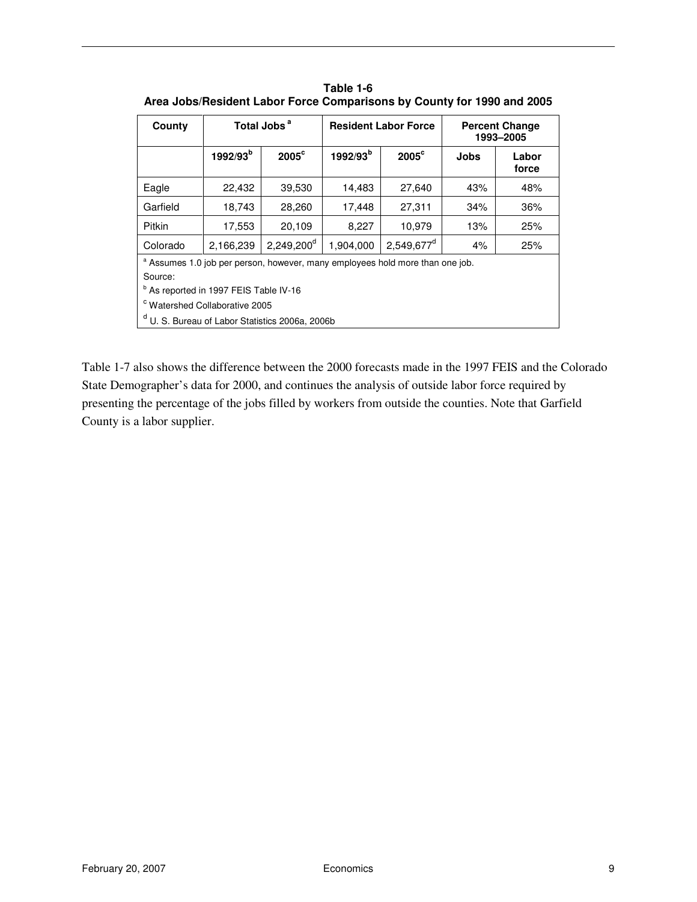**Table 1-6**
**Area Jobs/Resident Labor Force Comparisons by County for 1990 and 2005**

| County | Total Jobs [a] | | Resident Labor Force | | Percent Change 1993–2005 | |
|---|---|---|---|---|---|---|
| | 1992/93[b] | 2005[c] | 1992/93[b] | 2005[c] | Jobs | Labor force |
| Eagle | 22,432 | 39,530 | 14,483 | 27,640 | 43% | 48% |
| Garfield | 18,743 | 28,260 | 17,448 | 27,311 | 34% | 36% |
| Pitkin | 17,553 | 20,109 | 8,227 | 10,979 | 13% | 25% |
| Colorado | 2,166,239 | 2,249,200[d] | 1,904,000 | 2,549,677[d] | 4% | 25% |

[a] Assumes 1.0 job per person, however, many employees hold more than one job.

Source:

[b] As reported in 1997 FEIS Table IV-16

[c] Watershed Collaborative 2005

[d] U. S. Bureau of Labor Statistics 2006a, 2006b

Table 1-7 also shows the difference between the 2000 forecasts made in the 1997 FEIS and the Colorado State Demographer's data for 2000, and continues the analysis of outside labor force required by presenting the percentage of the jobs filled by workers from outside the counties. Note that Garfield County is a labor supplier.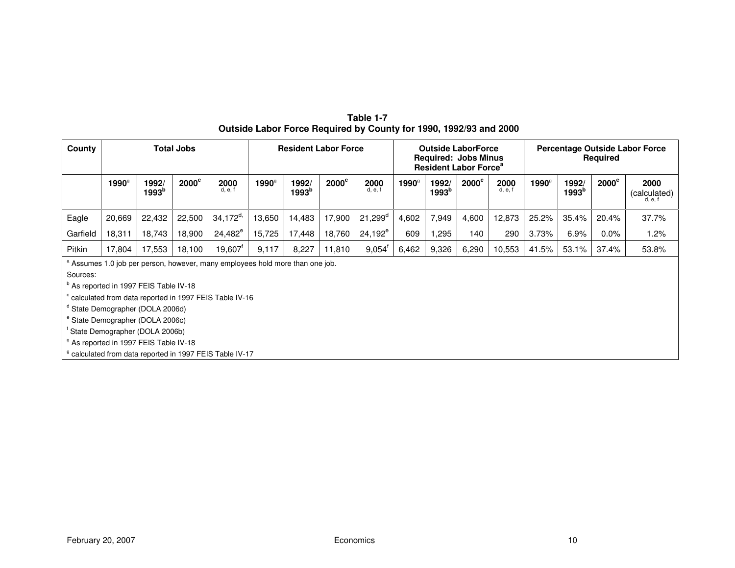**Table 1-7**
**Outside Labor Force Required by County for 1990, 1992/93 and 2000**

| County | Total Jobs | | | | Resident Labor Force | | | | Outside LaborForce Required: Jobs Minus Resident Labor Force[a] | | | | Percentage Outside Labor Force Required | | | |
|---|---|---|---|---|---|---|---|---|---|---|---|---|---|---|---|---|
| | 1990[g] | 1992/ 1993[b] | 2000[c] | 2000 [d, e, f] | 1990[g] | 1992/ 1993[b] | 2000[c] | 2000 [d, e, f] | 1990[g] | 1992/ 1993[b] | 2000[c] | 2000 [d, e, f] | 1990[g] | 1992/ 1993[b] | 2000[c] | 2000 (calculated) [d, e, f] |
| Eagle | 20,669 | 22,432 | 22,500 | 34,172[d,] | 13,650 | 14,483 | 17,900 | 21,299[d] | 4,602 | 7,949 | 4,600 | 12,873 | 25.2% | 35.4% | 20.4% | 37.7% |
| Garfield | 18,311 | 18,743 | 18,900 | 24,482[e] | 15,725 | 17,448 | 18,760 | 24,192[e] | 609 | 1,295 | 140 | 290 | 3.73% | 6.9% | 0.0% | 1.2% |
| Pitkin | 17,804 | 17,553 | 18,100 | 19,607[f] | 9,117 | 8,227 | 11,810 | 9,054[f] | 6,462 | 9,326 | 6,290 | 10,553 | 41.5% | 53.1% | 37.4% | 53.8% |

[a] Assumes 1.0 job per person, however, many employees hold more than one job.

Sources:

[b] As reported in 1997 FEIS Table IV-18

[c] calculated from data reported in 1997 FEIS Table IV-16

[d] State Demographer (DOLA 2006d)

[e] State Demographer (DOLA 2006c)

[f] State Demographer (DOLA 2006b)

[g] As reported in 1997 FEIS Table IV-18

[g] calculated from data reported in 1997 FEIS Table IV-17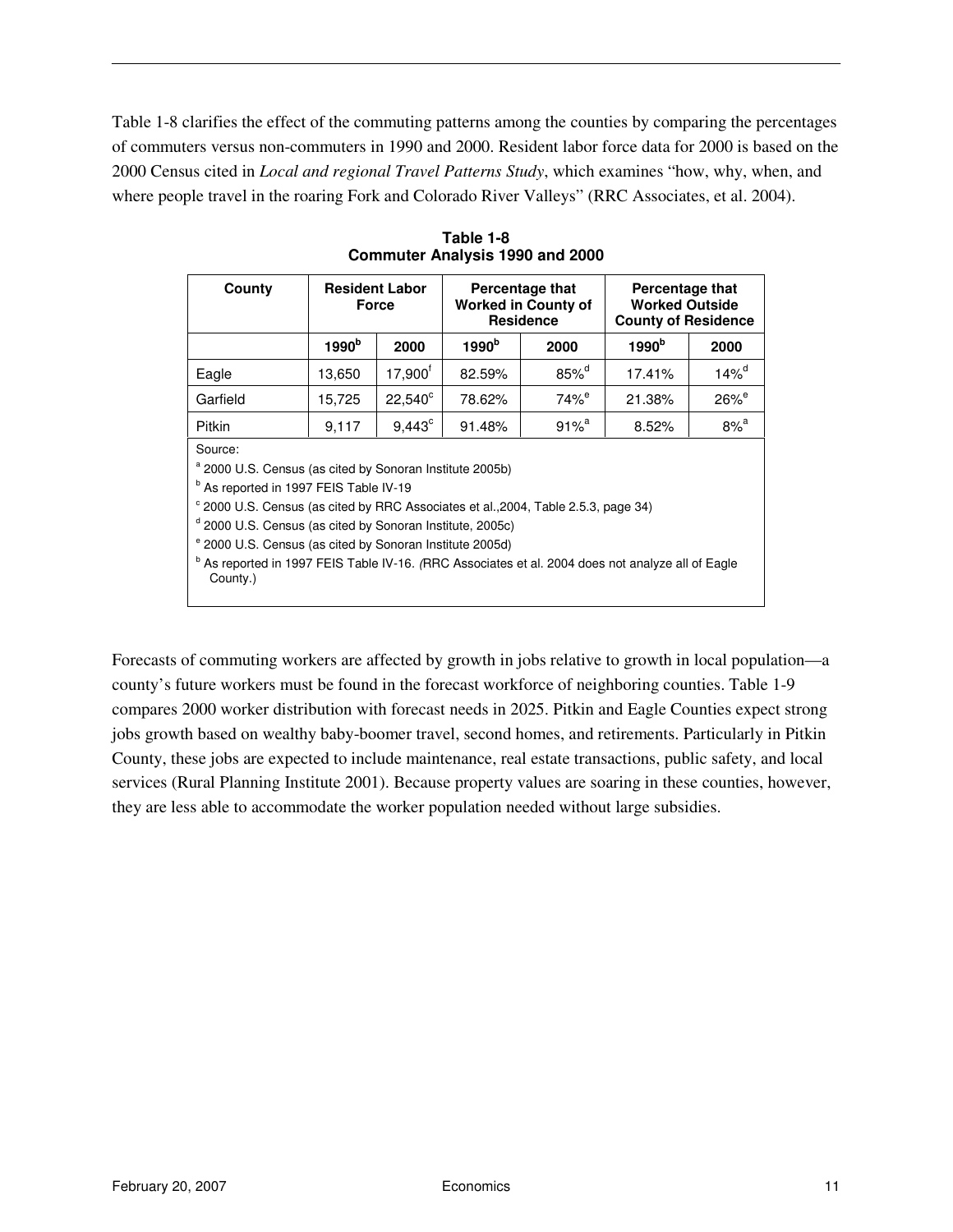Table 1-8 clarifies the effect of the commuting patterns among the counties by comparing the percentages of commuters versus non-commuters in 1990 and 2000. Resident labor force data for 2000 is based on the 2000 Census cited in *Local and regional Travel Patterns Study*, which examines "how, why, when, and where people travel in the roaring Fork and Colorado River Valleys" (RRC Associates, et al. 2004).

**Table 1-8**
**Commuter Analysis 1990 and 2000**

| County | Resident Labor Force | | Percentage that Worked in County of Residence | | Percentage that Worked Outside County of Residence | |
|---|---|---|---|---|---|---|
| | 1990[b] | 2000 | 1990[b] | 2000 | 1990[b] | 2000 |
| Eagle | 13,650 | 17,900[f] | 82.59% | 85%[d] | 17.41% | 14%[d] |
| Garfield | 15,725 | 22,540[c] | 78.62% | 74%[e] | 21.38% | 26%[e] |
| Pitkin | 9,117 | 9,443[c] | 91.48% | 91%[a] | 8.52% | 8%[a] |

Source:

[a] 2000 U.S. Census (as cited by Sonoran Institute 2005b)

[b] As reported in 1997 FEIS Table IV-19

[c] 2000 U.S. Census (as cited by RRC Associates et al.,2004, Table 2.5.3, page 34)

[d] 2000 U.S. Census (as cited by Sonoran Institute, 2005c)

[e] 2000 U.S. Census (as cited by Sonoran Institute 2005d)

[b] As reported in 1997 FEIS Table IV-16. (RRC Associates et al. 2004 does not analyze all of Eagle County.)

Forecasts of commuting workers are affected by growth in jobs relative to growth in local population—a county's future workers must be found in the forecast workforce of neighboring counties. Table 1-9 compares 2000 worker distribution with forecast needs in 2025. Pitkin and Eagle Counties expect strong jobs growth based on wealthy baby-boomer travel, second homes, and retirements. Particularly in Pitkin County, these jobs are expected to include maintenance, real estate transactions, public safety, and local services (Rural Planning Institute 2001). Because property values are soaring in these counties, however, they are less able to accommodate the worker population needed without large subsidies.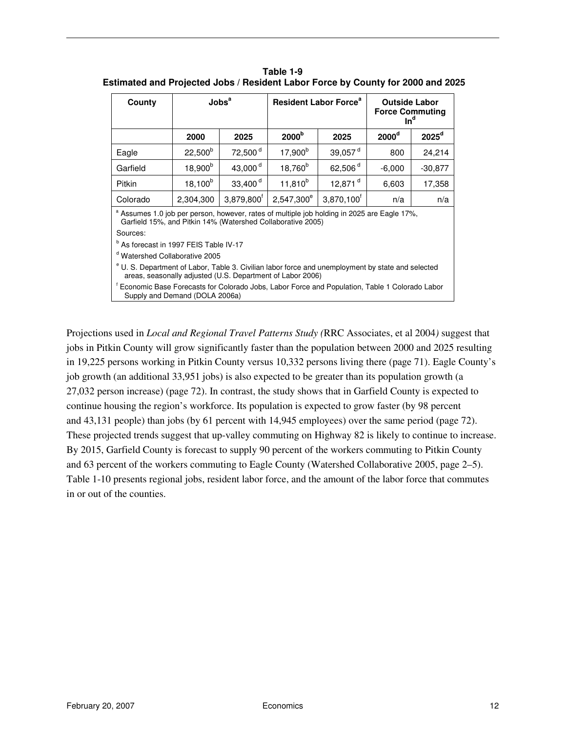**Table 1-9**
**Estimated and Projected Jobs / Resident Labor Force by County for 2000 and 2025**

| County | Jobs[a] | | Resident Labor Force[a] | | Outside Labor Force Commuting In[d] | |
|---|---|---|---|---|---|---|
| | 2000 | 2025 | 2000[b] | 2025 | 2000[d] | 2025[d] |
| Eagle | 22,500[b] | 72,500[d] | 17,900[b] | 39,057[d] | 800 | 24,214 |
| Garfield | 18,900[b] | 43,000[d] | 18,760[b] | 62,506[d] | -6,000 | -30,877 |
| Pitkin | 18,100[b] | 33,400[d] | 11,810[b] | 12,871[d] | 6,603 | 17,358 |
| Colorado | 2,304,300 | 3,879,800[f] | 2,547,300[e] | 3,870,100[f] | n/a | n/a |

[a] Assumes 1.0 job per person, however, rates of multiple job holding in 2025 are Eagle 17%, Garfield 15%, and Pitkin 14% (Watershed Collaborative 2005)

Sources:

[b] As forecast in 1997 FEIS Table IV-17

[d] Watershed Collaborative 2005

[e] U. S. Department of Labor, Table 3. Civilian labor force and unemployment by state and selected areas, seasonally adjusted (U.S. Department of Labor 2006)

[f] Economic Base Forecasts for Colorado Jobs, Labor Force and Population, Table 1 Colorado Labor Supply and Demand (DOLA 2006a)

Projections used in *Local and Regional Travel Patterns Study (*RRC Associates, et al 2004*)* suggest that jobs in Pitkin County will grow significantly faster than the population between 2000 and 2025 resulting in 19,225 persons working in Pitkin County versus 10,332 persons living there (page 71). Eagle County's job growth (an additional 33,951 jobs) is also expected to be greater than its population growth (a 27,032 person increase) (page 72). In contrast, the study shows that in Garfield County is expected to continue housing the region's workforce. Its population is expected to grow faster (by 98 percent and 43,131 people) than jobs (by 61 percent with 14,945 employees) over the same period (page 72). These projected trends suggest that up-valley commuting on Highway 82 is likely to continue to increase. By 2015, Garfield County is forecast to supply 90 percent of the workers commuting to Pitkin County and 63 percent of the workers commuting to Eagle County (Watershed Collaborative 2005, page 2–5). Table 1-10 presents regional jobs, resident labor force, and the amount of the labor force that commutes in or out of the counties.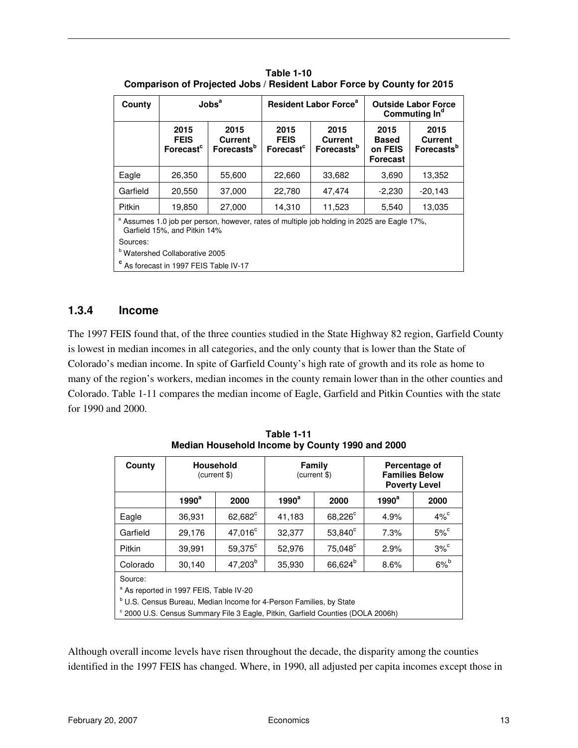**Table 1-10**
**Comparison of Projected Jobs / Resident Labor Force by County for 2015**

| County | Jobs[a] | | Resident Labor Force[a] | | Outside Labor Force Commuting In[d] | |
|---|---|---|---|---|---|---|
| | 2015 FEIS Forecast[c] | 2015 Current Forecasts[b] | 2015 FEIS Forecast[c] | 2015 Current Forecasts[b] | 2015 Based on FEIS Forecast | 2015 Current Forecasts[b] |
| Eagle | 26,350 | 55,600 | 22,660 | 33,682 | 3,690 | 13,352 |
| Garfield | 20,550 | 37,000 | 22,780 | 47,474 | -2,230 | -20,143 |
| Pitkin | 19,850 | 27,000 | 14,310 | 11,523 | 5,540 | 13,035 |

[a] Assumes 1.0 job per person, however, rates of multiple job holding in 2025 are Eagle 17%, Garfield 15%, and Pitkin 14%

Sources:

[b] Watershed Collaborative 2005

[c] As forecast in 1997 FEIS Table IV-17

### 1.3.4 Income

The 1997 FEIS found that, of the three counties studied in the State Highway 82 region, Garfield County is lowest in median incomes in all categories, and the only county that is lower than the State of Colorado's median income. In spite of Garfield County's high rate of growth and its role as home to many of the region's workers, median incomes in the county remain lower than in the other counties and Colorado. Table 1-11 compares the median income of Eagle, Garfield and Pitkin Counties with the state for 1990 and 2000.

**Table 1-11**
**Median Household Income by County 1990 and 2000**

| County | Household (current $) | | Family (current $) | | Percentage of Families Below Poverty Level | |
|---|---|---|---|---|---|---|
| | 1990[a] | 2000 | 1990[a] | 2000 | 1990[a] | 2000 |
| Eagle | 36,931 | 62,682[c] | 41,183 | 68,226[c] | 4.9% | 4%[c] |
| Garfield | 29,176 | 47,016[c] | 32,377 | 53,840[c] | 7.3% | 5%[c] |
| Pitkin | 39,991 | 59,375[c] | 52,976 | 75,048[c] | 2.9% | 3%[c] |
| Colorado | 30,140 | 47,203[b] | 35,930 | 66,624[b] | 8.6% | 6%[b] |

Source:

[a] As reported in 1997 FEIS, Table IV-20

[b] U.S. Census Bureau, Median Income for 4-Person Families, by State

[c] 2000 U.S. Census Summary File 3 Eagle, Pitkin, Garfield Counties (DOLA 2006h)

Although overall income levels have risen throughout the decade, the disparity among the counties identified in the 1997 FEIS has changed. Where, in 1990, all adjusted per capita incomes except those in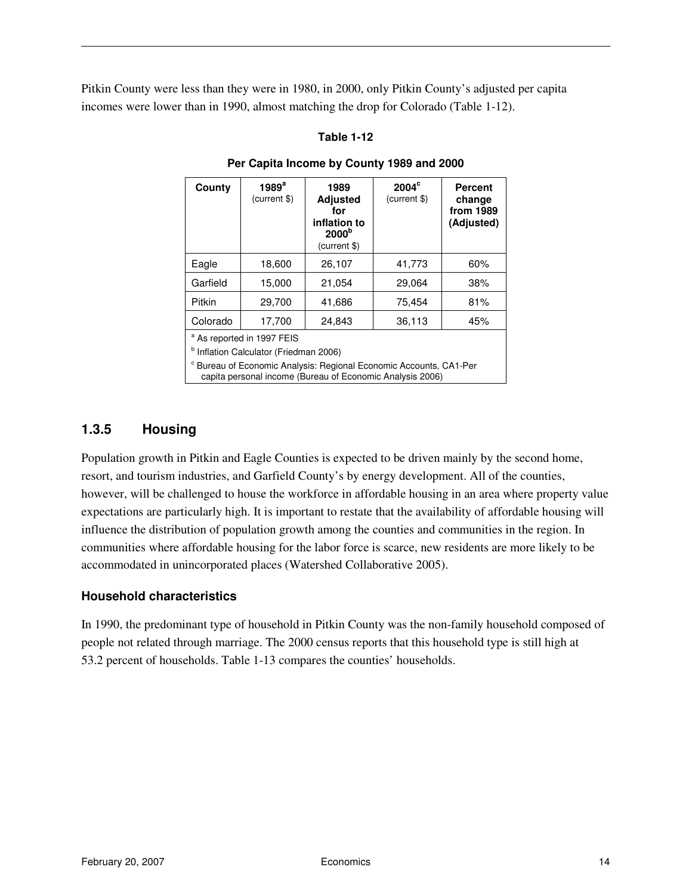Pitkin County were less than they were in 1980, in 2000, only Pitkin County's adjusted per capita incomes were lower than in 1990, almost matching the drop for Colorado (Table 1-12).

**Table 1-12**

**Per Capita Income by County 1989 and 2000**

| County | 1989[a] (current $) | 1989 Adjusted for inflation to 2000[b] (current $) | 2004[c] (current $) | Percent change from 1989 (Adjusted) |
|---|---|---|---|---|
| Eagle | 18,600 | 26,107 | 41,773 | 60% |
| Garfield | 15,000 | 21,054 | 29,064 | 38% |
| Pitkin | 29,700 | 41,686 | 75,454 | 81% |
| Colorado | 17,700 | 24,843 | 36,113 | 45% |

[a] As reported in 1997 FEIS

[b] Inflation Calculator (Friedman 2006)

[c] Bureau of Economic Analysis: Regional Economic Accounts, CA1-Per capita personal income (Bureau of Economic Analysis 2006)

### 1.3.5 Housing

Population growth in Pitkin and Eagle Counties is expected to be driven mainly by the second home, resort, and tourism industries, and Garfield County's by energy development. All of the counties, however, will be challenged to house the workforce in affordable housing in an area where property value expectations are particularly high. It is important to restate that the availability of affordable housing will influence the distribution of population growth among the counties and communities in the region. In communities where affordable housing for the labor force is scarce, new residents are more likely to be accommodated in unincorporated places (Watershed Collaborative 2005).

#### Household characteristics

In 1990, the predominant type of household in Pitkin County was the non-family household composed of people not related through marriage. The 2000 census reports that this household type is still high at 53.2 percent of households. Table 1-13 compares the counties' households.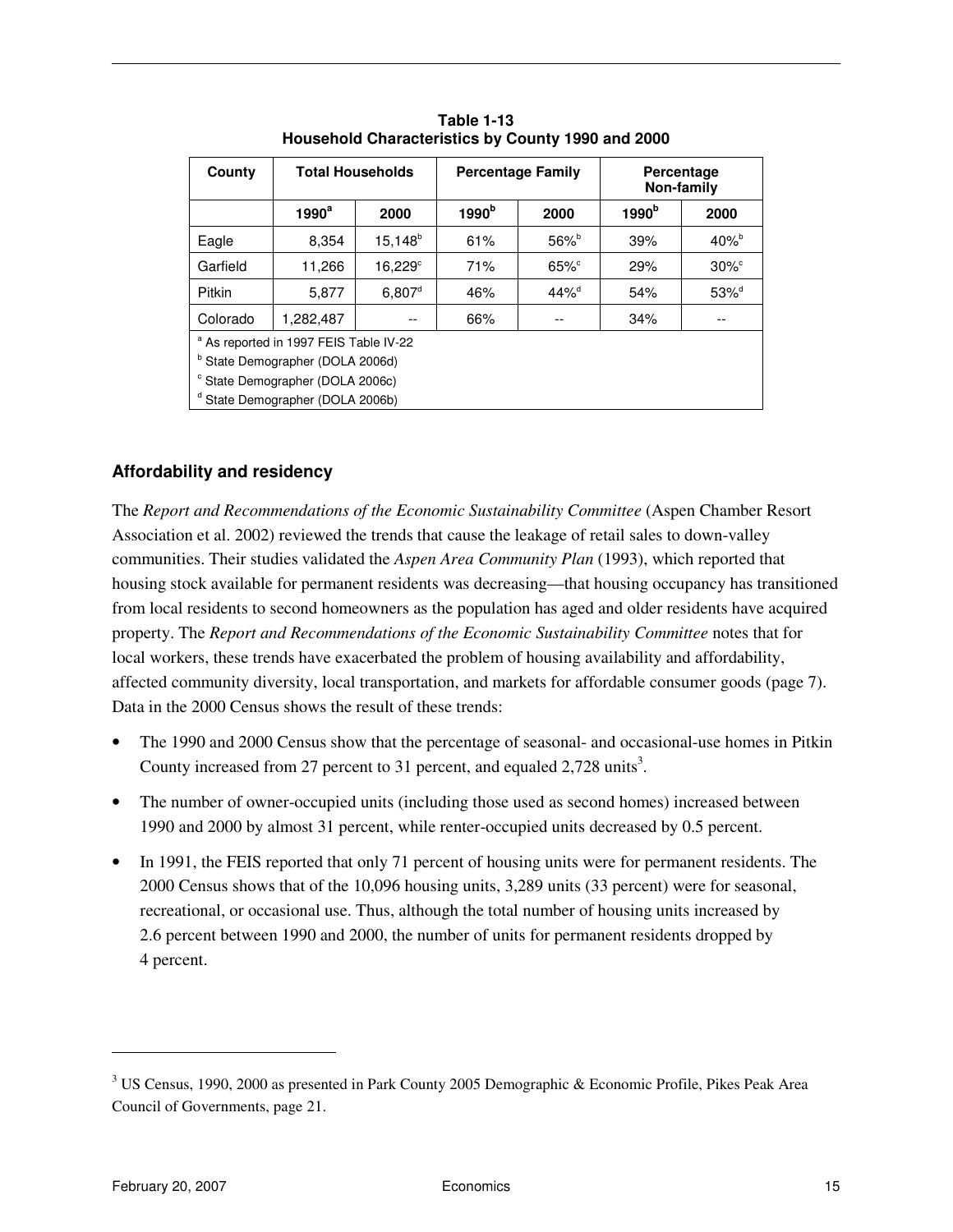**Table 1-13**
**Household Characteristics by County 1990 and 2000**

| County | Total Households | | Percentage Family | | Percentage Non-family | |
|---|---|---|---|---|---|---|
| | 1990[a] | 2000 | 1990[b] | 2000 | 1990[b] | 2000 |
| Eagle | 8,354 | 15,148[b] | 61% | 56%[b] | 39% | 40%[b] |
| Garfield | 11,266 | 16,229[c] | 71% | 65%[c] | 29% | 30%[c] |
| Pitkin | 5,877 | 6,807[d] | 46% | 44%[d] | 54% | 53%[d] |
| Colorado | 1,282,487 | -- | 66% | -- | 34% | -- |

[a] As reported in 1997 FEIS Table IV-22
[b] State Demographer (DOLA 2006d)
[c] State Demographer (DOLA 2006c)
[d] State Demographer (DOLA 2006b)

### Affordability and residency

The *Report and Recommendations of the Economic Sustainability Committee* (Aspen Chamber Resort Association et al. 2002) reviewed the trends that cause the leakage of retail sales to down-valley communities. Their studies validated the *Aspen Area Community Plan* (1993), which reported that housing stock available for permanent residents was decreasing—that housing occupancy has transitioned from local residents to second homeowners as the population has aged and older residents have acquired property. The *Report and Recommendations of the Economic Sustainability Committee* notes that for local workers, these trends have exacerbated the problem of housing availability and affordability, affected community diversity, local transportation, and markets for affordable consumer goods (page 7). Data in the 2000 Census shows the result of these trends:

- The 1990 and 2000 Census show that the percentage of seasonal- and occasional-use homes in Pitkin County increased from 27 percent to 31 percent, and equaled 2,728 units[3].
- The number of owner-occupied units (including those used as second homes) increased between 1990 and 2000 by almost 31 percent, while renter-occupied units decreased by 0.5 percent.
- In 1991, the FEIS reported that only 71 percent of housing units were for permanent residents. The 2000 Census shows that of the 10,096 housing units, 3,289 units (33 percent) were for seasonal, recreational, or occasional use. Thus, although the total number of housing units increased by 2.6 percent between 1990 and 2000, the number of units for permanent residents dropped by 4 percent.

[3] US Census, 1990, 2000 as presented in Park County 2005 Demographic & Economic Profile, Pikes Peak Area Council of Governments, page 21.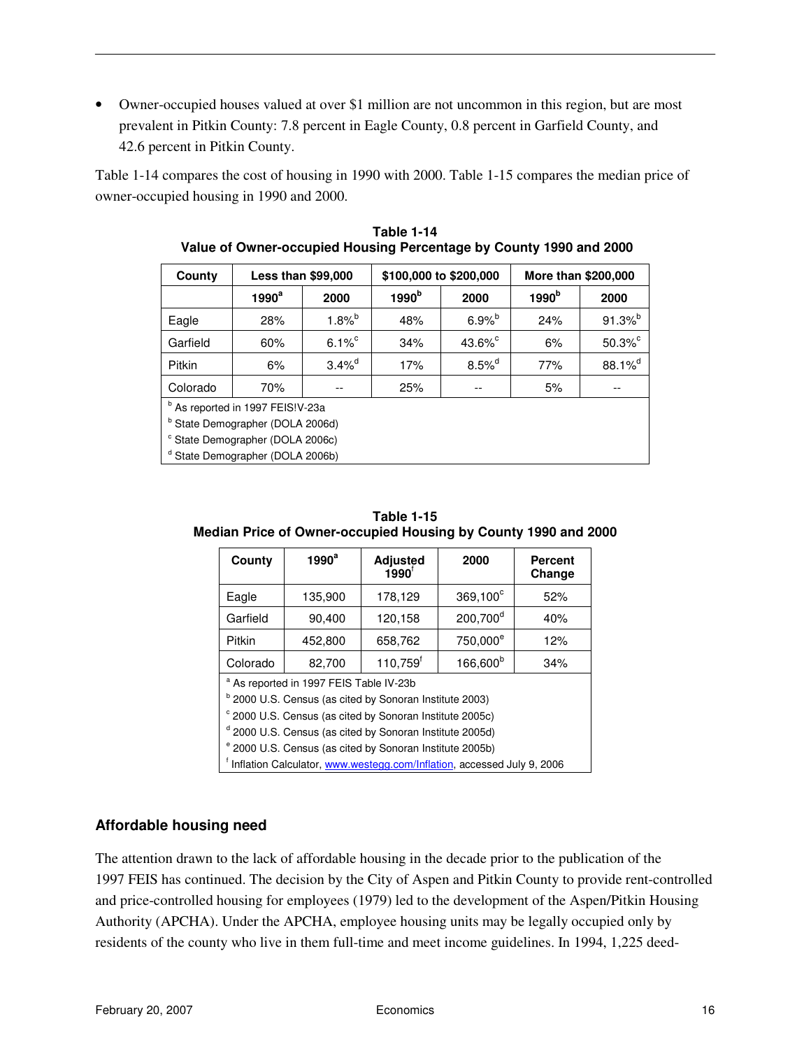- Owner-occupied houses valued at over $1 million are not uncommon in this region, but are most prevalent in Pitkin County: 7.8 percent in Eagle County, 0.8 percent in Garfield County, and 42.6 percent in Pitkin County.

Table 1-14 compares the cost of housing in 1990 with 2000. Table 1-15 compares the median price of owner-occupied housing in 1990 and 2000.

**Table 1-14**
**Value of Owner-occupied Housing Percentage by County 1990 and 2000**

| County | Less than $99,000 | | $100,000 to $200,000 | | More than $200,000 | |
|---|---|---|---|---|---|---|
| | 1990[a] | 2000 | 1990[b] | 2000 | 1990[b] | 2000 |
| Eagle | 28% | 1.8%[b] | 48% | 6.9%[b] | 24% | 91.3%[b] |
| Garfield | 60% | 6.1%[c] | 34% | 43.6%[c] | 6% | 50.3%[c] |
| Pitkin | 6% | 3.4%[d] | 17% | 8.5%[d] | 77% | 88.1%[d] |
| Colorado | 70% | -- | 25% | -- | 5% | -- |

[b] As reported in 1997 FEIS!V-23a
[b] State Demographer (DOLA 2006d)
[c] State Demographer (DOLA 2006c)
[d] State Demographer (DOLA 2006b)

**Table 1-15**
**Median Price of Owner-occupied Housing by County 1990 and 2000**

| County | 1990[a] | Adjusted 1990[f] | 2000 | Percent Change |
|---|---|---|---|---|
| Eagle | 135,900 | 178,129 | 369,100[c] | 52% |
| Garfield | 90,400 | 120,158 | 200,700[d] | 40% |
| Pitkin | 452,800 | 658,762 | 750,000[e] | 12% |
| Colorado | 82,700 | 110,759[f] | 166,600[b] | 34% |

[a] As reported in 1997 FEIS Table IV-23b
[b] 2000 U.S. Census (as cited by Sonoran Institute 2003)
[c] 2000 U.S. Census (as cited by Sonoran Institute 2005c)
[d] 2000 U.S. Census (as cited by Sonoran Institute 2005d)
[e] 2000 U.S. Census (as cited by Sonoran Institute 2005b)
[f] Inflation Calculator, www.westegg.com/Inflation, accessed July 9, 2006

### Affordable housing need

The attention drawn to the lack of affordable housing in the decade prior to the publication of the 1997 FEIS has continued. The decision by the City of Aspen and Pitkin County to provide rent-controlled and price-controlled housing for employees (1979) led to the development of the Aspen/Pitkin Housing Authority (APCHA). Under the APCHA, employee housing units may be legally occupied only by residents of the county who live in them full-time and meet income guidelines. In 1994, 1,225 deed-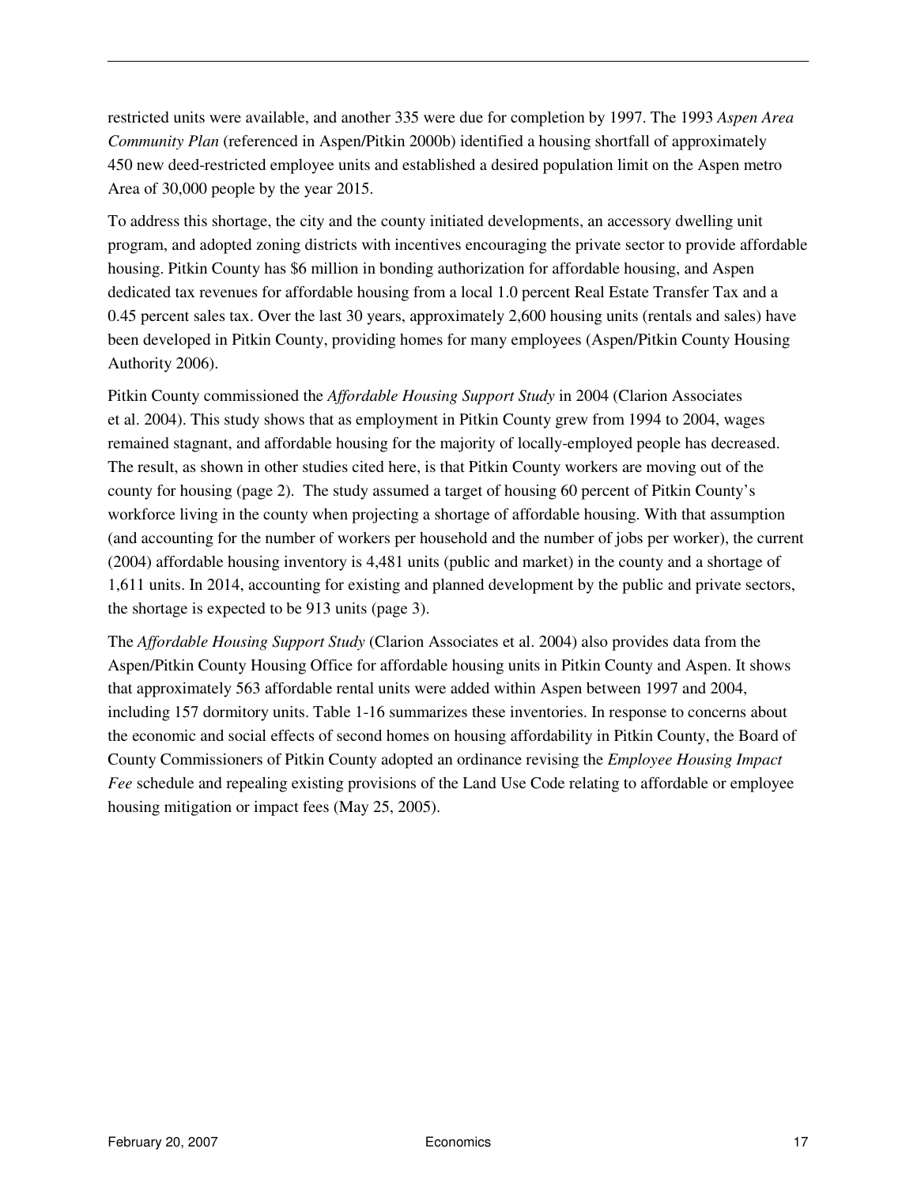restricted units were available, and another 335 were due for completion by 1997. The 1993 *Aspen Area Community Plan* (referenced in Aspen/Pitkin 2000b) identified a housing shortfall of approximately 450 new deed-restricted employee units and established a desired population limit on the Aspen metro Area of 30,000 people by the year 2015.

To address this shortage, the city and the county initiated developments, an accessory dwelling unit program, and adopted zoning districts with incentives encouraging the private sector to provide affordable housing. Pitkin County has $6 million in bonding authorization for affordable housing, and Aspen dedicated tax revenues for affordable housing from a local 1.0 percent Real Estate Transfer Tax and a 0.45 percent sales tax. Over the last 30 years, approximately 2,600 housing units (rentals and sales) have been developed in Pitkin County, providing homes for many employees (Aspen/Pitkin County Housing Authority 2006).

Pitkin County commissioned the *Affordable Housing Support Study* in 2004 (Clarion Associates et al. 2004). This study shows that as employment in Pitkin County grew from 1994 to 2004, wages remained stagnant, and affordable housing for the majority of locally-employed people has decreased. The result, as shown in other studies cited here, is that Pitkin County workers are moving out of the county for housing (page 2). The study assumed a target of housing 60 percent of Pitkin County's workforce living in the county when projecting a shortage of affordable housing. With that assumption (and accounting for the number of workers per household and the number of jobs per worker), the current (2004) affordable housing inventory is 4,481 units (public and market) in the county and a shortage of 1,611 units. In 2014, accounting for existing and planned development by the public and private sectors, the shortage is expected to be 913 units (page 3).

The *Affordable Housing Support Study* (Clarion Associates et al. 2004) also provides data from the Aspen/Pitkin County Housing Office for affordable housing units in Pitkin County and Aspen. It shows that approximately 563 affordable rental units were added within Aspen between 1997 and 2004, including 157 dormitory units. Table 1-16 summarizes these inventories. In response to concerns about the economic and social effects of second homes on housing affordability in Pitkin County, the Board of County Commissioners of Pitkin County adopted an ordinance revising the *Employee Housing Impact Fee* schedule and repealing existing provisions of the Land Use Code relating to affordable or employee housing mitigation or impact fees (May 25, 2005).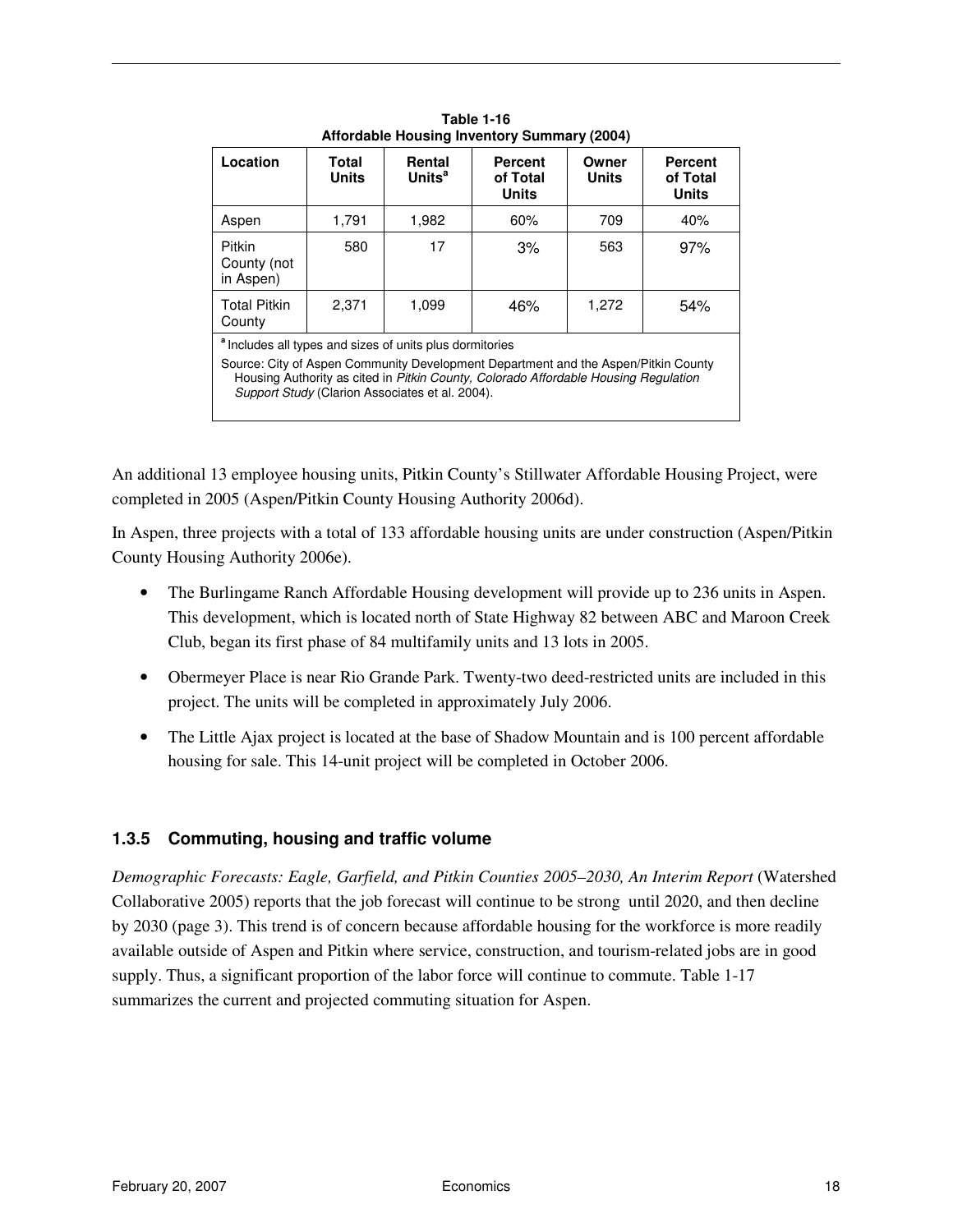**Table 1-16**
**Affordable Housing Inventory Summary (2004)**

| Location | Total Units | Rental Units[a] | Percent of Total Units | Owner Units | Percent of Total Units |
|---|---|---|---|---|---|
| Aspen | 1,791 | 1,982 | 60% | 709 | 40% |
| Pitkin County (not in Aspen) | 580 | 17 | 3% | 563 | 97% |
| Total Pitkin County | 2,371 | 1,099 | 46% | 1,272 | 54% |

[a] Includes all types and sizes of units plus dormitories

Source: City of Aspen Community Development Department and the Aspen/Pitkin County Housing Authority as cited in *Pitkin County, Colorado Affordable Housing Regulation Support Study* (Clarion Associates et al. 2004).

An additional 13 employee housing units, Pitkin County's Stillwater Affordable Housing Project, were completed in 2005 (Aspen/Pitkin County Housing Authority 2006d).

In Aspen, three projects with a total of 133 affordable housing units are under construction (Aspen/Pitkin County Housing Authority 2006e).

- The Burlingame Ranch Affordable Housing development will provide up to 236 units in Aspen. This development, which is located north of State Highway 82 between ABC and Maroon Creek Club, began its first phase of 84 multifamily units and 13 lots in 2005.
- Obermeyer Place is near Rio Grande Park. Twenty-two deed-restricted units are included in this project. The units will be completed in approximately July 2006.
- The Little Ajax project is located at the base of Shadow Mountain and is 100 percent affordable housing for sale. This 14-unit project will be completed in October 2006.

### 1.3.5 Commuting, housing and traffic volume

*Demographic Forecasts: Eagle, Garfield, and Pitkin Counties 2005–2030, An Interim Report* (Watershed Collaborative 2005) reports that the job forecast will continue to be strong until 2020, and then decline by 2030 (page 3). This trend is of concern because affordable housing for the workforce is more readily available outside of Aspen and Pitkin where service, construction, and tourism-related jobs are in good supply. Thus, a significant proportion of the labor force will continue to commute. Table 1-17 summarizes the current and projected commuting situation for Aspen.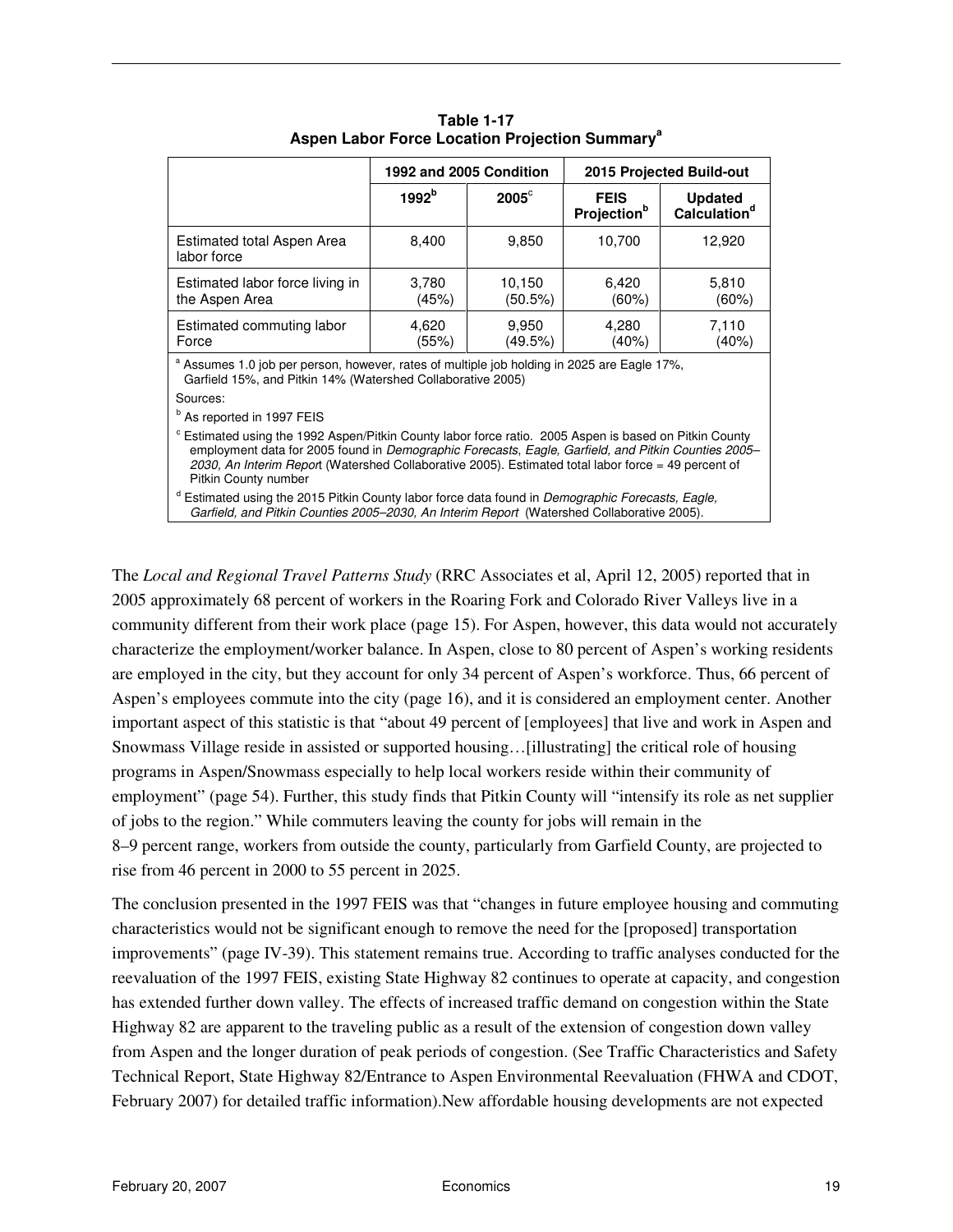**Table 1-17**
**Aspen Labor Force Location Projection Summary[a]**

| | 1992 and 2005 Condition | | 2015 Projected Build-out | |
|---|---|---|---|---|
| | 1992[b] | 2005[c] | FEIS Projection[b] | Updated Calculation[d] |
| Estimated total Aspen Area labor force | 8,400 | 9,850 | 10,700 | 12,920 |
| Estimated labor force living in the Aspen Area | 3,780 (45%) | 10,150 (50.5%) | 6,420 (60%) | 5,810 (60%) |
| Estimated commuting labor Force | 4,620 (55%) | 9,950 (49.5%) | 4,280 (40%) | 7,110 (40%) |

[a] Assumes 1.0 job per person, however, rates of multiple job holding in 2025 are Eagle 17%, Garfield 15%, and Pitkin 14% (Watershed Collaborative 2005)

Sources:

[b] As reported in 1997 FEIS

[c] Estimated using the 1992 Aspen/Pitkin County labor force ratio. 2005 Aspen is based on Pitkin County employment data for 2005 found in *Demographic Forecasts, Eagle, Garfield, and Pitkin Counties 2005–2030, An Interim Report* (Watershed Collaborative 2005). Estimated total labor force = 49 percent of Pitkin County number

[d] Estimated using the 2015 Pitkin County labor force data found in *Demographic Forecasts, Eagle, Garfield, and Pitkin Counties 2005–2030, An Interim Report* (Watershed Collaborative 2005).

The *Local and Regional Travel Patterns Study* (RRC Associates et al, April 12, 2005) reported that in 2005 approximately 68 percent of workers in the Roaring Fork and Colorado River Valleys live in a community different from their work place (page 15). For Aspen, however, this data would not accurately characterize the employment/worker balance. In Aspen, close to 80 percent of Aspen's working residents are employed in the city, but they account for only 34 percent of Aspen's workforce. Thus, 66 percent of Aspen's employees commute into the city (page 16), and it is considered an employment center. Another important aspect of this statistic is that "about 49 percent of [employees] that live and work in Aspen and Snowmass Village reside in assisted or supported housing…[illustrating] the critical role of housing programs in Aspen/Snowmass especially to help local workers reside within their community of employment" (page 54). Further, this study finds that Pitkin County will "intensify its role as net supplier of jobs to the region." While commuters leaving the county for jobs will remain in the 8–9 percent range, workers from outside the county, particularly from Garfield County, are projected to rise from 46 percent in 2000 to 55 percent in 2025.

The conclusion presented in the 1997 FEIS was that "changes in future employee housing and commuting characteristics would not be significant enough to remove the need for the [proposed] transportation improvements" (page IV-39). This statement remains true. According to traffic analyses conducted for the reevaluation of the 1997 FEIS, existing State Highway 82 continues to operate at capacity, and congestion has extended further down valley. The effects of increased traffic demand on congestion within the State Highway 82 are apparent to the traveling public as a result of the extension of congestion down valley from Aspen and the longer duration of peak periods of congestion. (See Traffic Characteristics and Safety Technical Report, State Highway 82/Entrance to Aspen Environmental Reevaluation (FHWA and CDOT, February 2007) for detailed traffic information).New affordable housing developments are not expected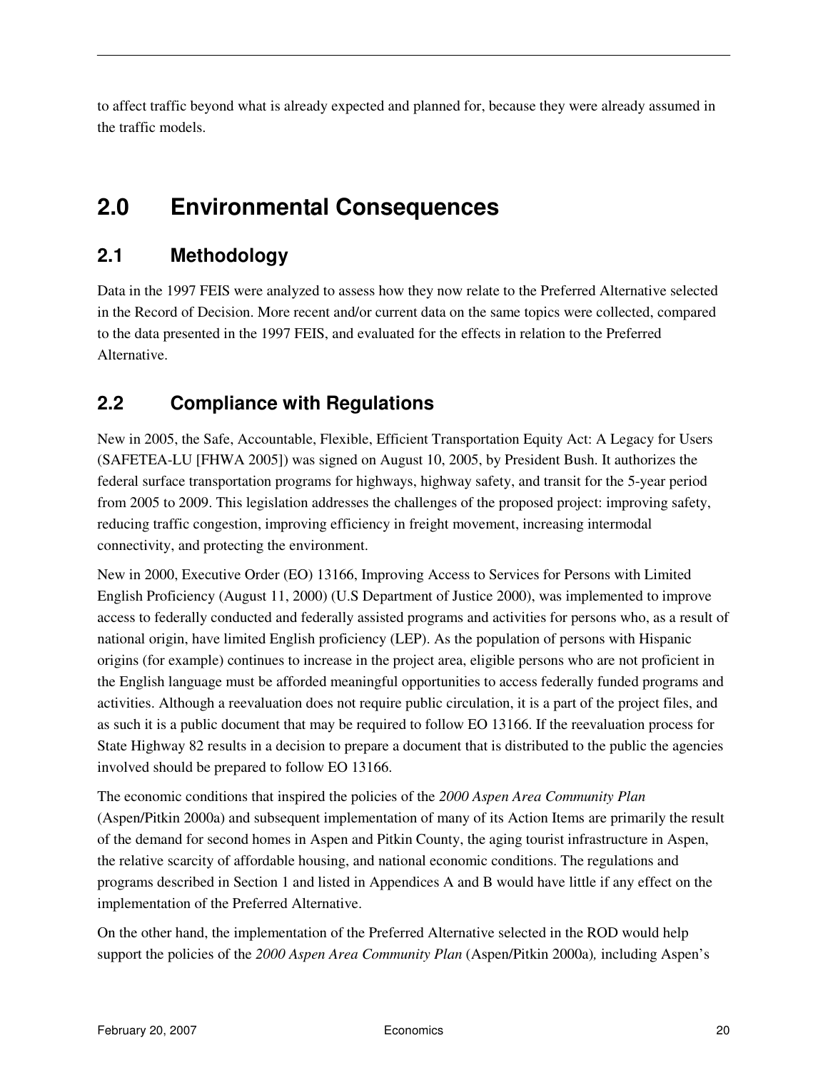to affect traffic beyond what is already expected and planned for, because they were already assumed in the traffic models.

# 2.0 Environmental Consequences

## 2.1 Methodology

Data in the 1997 FEIS were analyzed to assess how they now relate to the Preferred Alternative selected in the Record of Decision. More recent and/or current data on the same topics were collected, compared to the data presented in the 1997 FEIS, and evaluated for the effects in relation to the Preferred Alternative.

## 2.2 Compliance with Regulations

New in 2005, the Safe, Accountable, Flexible, Efficient Transportation Equity Act: A Legacy for Users (SAFETEA-LU [FHWA 2005]) was signed on August 10, 2005, by President Bush. It authorizes the federal surface transportation programs for highways, highway safety, and transit for the 5-year period from 2005 to 2009. This legislation addresses the challenges of the proposed project: improving safety, reducing traffic congestion, improving efficiency in freight movement, increasing intermodal connectivity, and protecting the environment.

New in 2000, Executive Order (EO) 13166, Improving Access to Services for Persons with Limited English Proficiency (August 11, 2000) (U.S Department of Justice 2000), was implemented to improve access to federally conducted and federally assisted programs and activities for persons who, as a result of national origin, have limited English proficiency (LEP). As the population of persons with Hispanic origins (for example) continues to increase in the project area, eligible persons who are not proficient in the English language must be afforded meaningful opportunities to access federally funded programs and activities. Although a reevaluation does not require public circulation, it is a part of the project files, and as such it is a public document that may be required to follow EO 13166. If the reevaluation process for State Highway 82 results in a decision to prepare a document that is distributed to the public the agencies involved should be prepared to follow EO 13166.

The economic conditions that inspired the policies of the *2000 Aspen Area Community Plan* (Aspen/Pitkin 2000a) and subsequent implementation of many of its Action Items are primarily the result of the demand for second homes in Aspen and Pitkin County, the aging tourist infrastructure in Aspen, the relative scarcity of affordable housing, and national economic conditions. The regulations and programs described in Section 1 and listed in Appendices A and B would have little if any effect on the implementation of the Preferred Alternative.

On the other hand, the implementation of the Preferred Alternative selected in the ROD would help support the policies of the *2000 Aspen Area Community Plan* (Aspen/Pitkin 2000a)*,* including Aspen's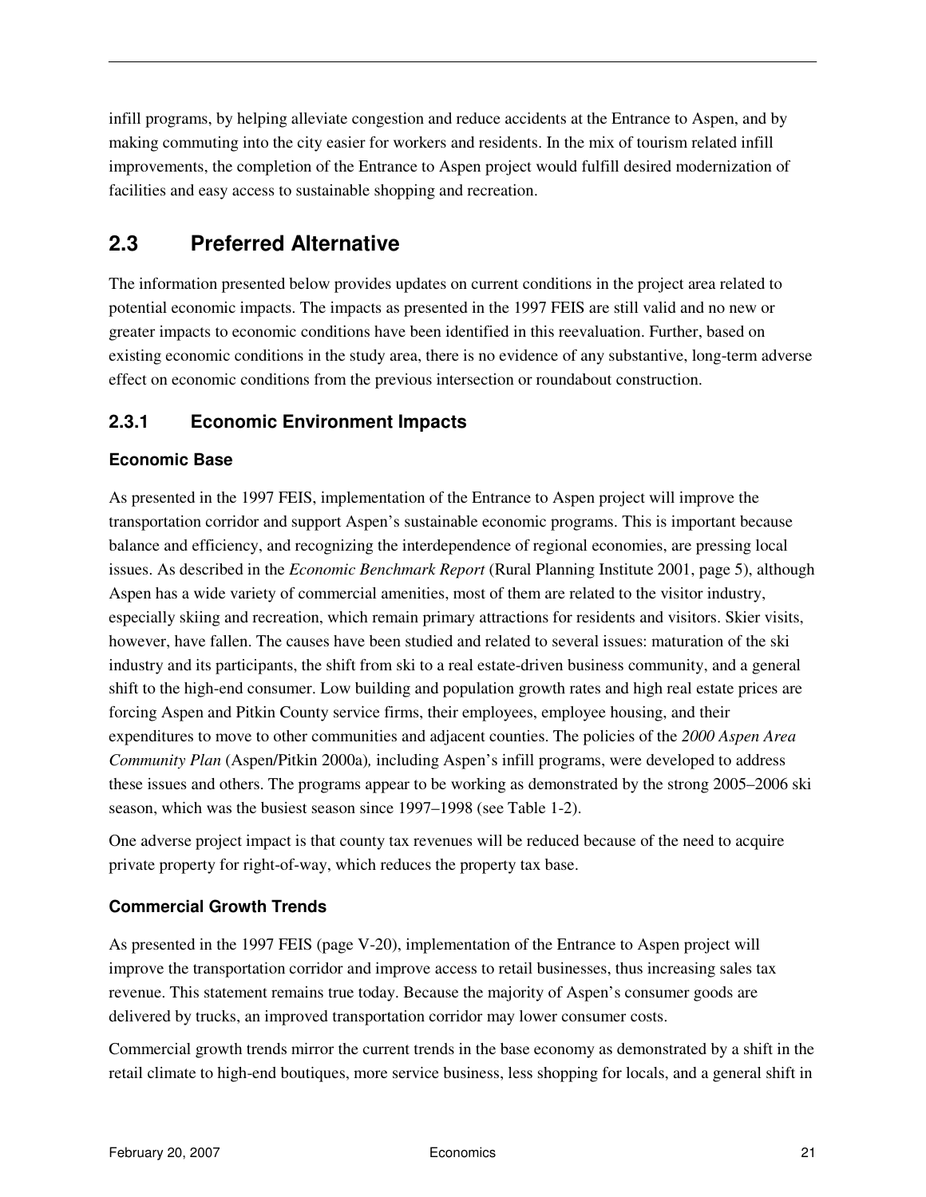infill programs, by helping alleviate congestion and reduce accidents at the Entrance to Aspen, and by making commuting into the city easier for workers and residents. In the mix of tourism related infill improvements, the completion of the Entrance to Aspen project would fulfill desired modernization of facilities and easy access to sustainable shopping and recreation.

## 2.3 Preferred Alternative

The information presented below provides updates on current conditions in the project area related to potential economic impacts. The impacts as presented in the 1997 FEIS are still valid and no new or greater impacts to economic conditions have been identified in this reevaluation. Further, based on existing economic conditions in the study area, there is no evidence of any substantive, long-term adverse effect on economic conditions from the previous intersection or roundabout construction.

### 2.3.1 Economic Environment Impacts

#### Economic Base

As presented in the 1997 FEIS, implementation of the Entrance to Aspen project will improve the transportation corridor and support Aspen's sustainable economic programs. This is important because balance and efficiency, and recognizing the interdependence of regional economies, are pressing local issues. As described in the *Economic Benchmark Report* (Rural Planning Institute 2001, page 5), although Aspen has a wide variety of commercial amenities, most of them are related to the visitor industry, especially skiing and recreation, which remain primary attractions for residents and visitors. Skier visits, however, have fallen. The causes have been studied and related to several issues: maturation of the ski industry and its participants, the shift from ski to a real estate-driven business community, and a general shift to the high-end consumer. Low building and population growth rates and high real estate prices are forcing Aspen and Pitkin County service firms, their employees, employee housing, and their expenditures to move to other communities and adjacent counties. The policies of the *2000 Aspen Area Community Plan* (Aspen/Pitkin 2000a)*,* including Aspen's infill programs, were developed to address these issues and others. The programs appear to be working as demonstrated by the strong 2005–2006 ski season, which was the busiest season since 1997–1998 (see Table 1-2).

One adverse project impact is that county tax revenues will be reduced because of the need to acquire private property for right-of-way, which reduces the property tax base.

#### Commercial Growth Trends

As presented in the 1997 FEIS (page V-20), implementation of the Entrance to Aspen project will improve the transportation corridor and improve access to retail businesses, thus increasing sales tax revenue. This statement remains true today. Because the majority of Aspen's consumer goods are delivered by trucks, an improved transportation corridor may lower consumer costs.

Commercial growth trends mirror the current trends in the base economy as demonstrated by a shift in the retail climate to high-end boutiques, more service business, less shopping for locals, and a general shift in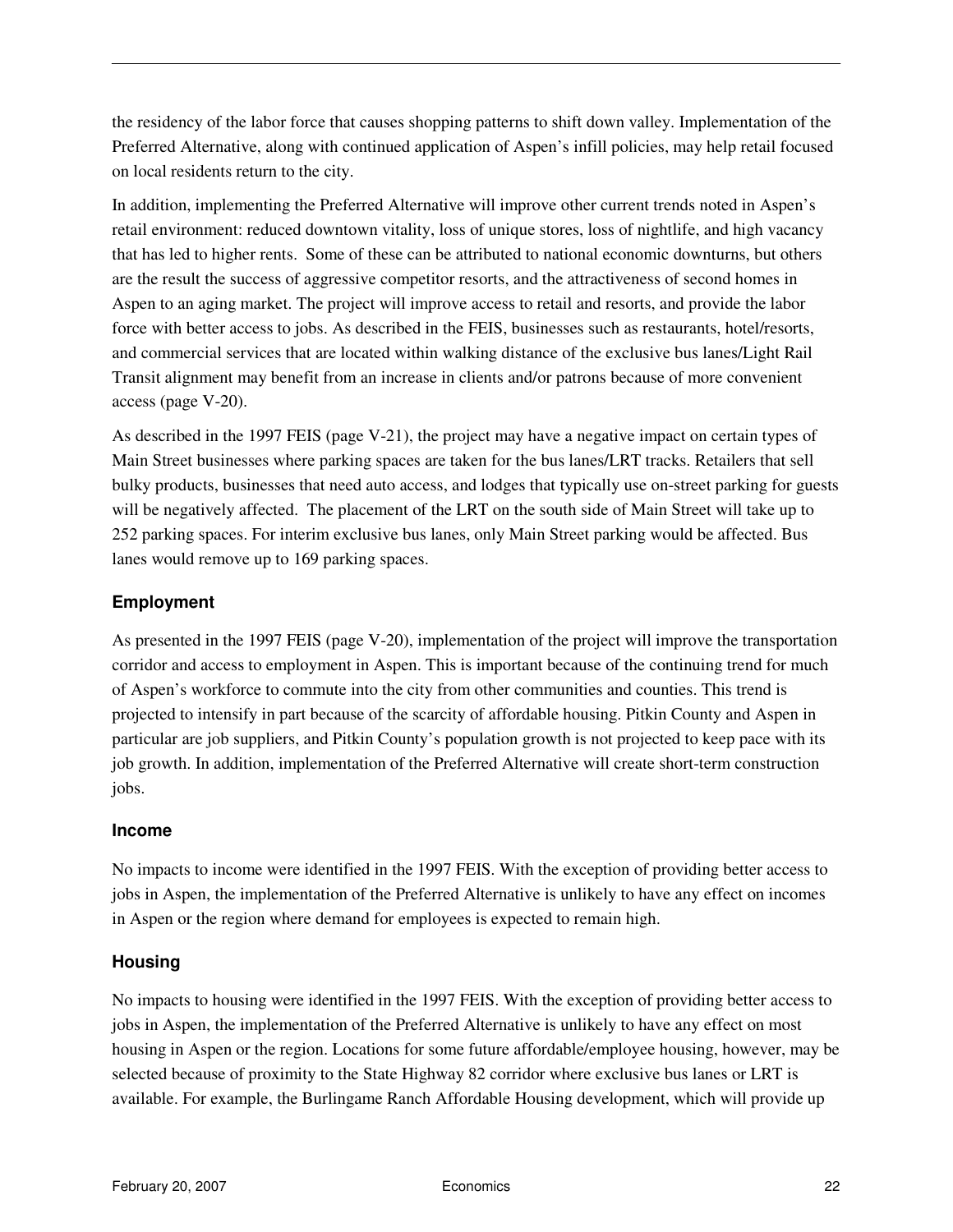the residency of the labor force that causes shopping patterns to shift down valley. Implementation of the Preferred Alternative, along with continued application of Aspen's infill policies, may help retail focused on local residents return to the city.

In addition, implementing the Preferred Alternative will improve other current trends noted in Aspen's retail environment: reduced downtown vitality, loss of unique stores, loss of nightlife, and high vacancy that has led to higher rents. Some of these can be attributed to national economic downturns, but others are the result the success of aggressive competitor resorts, and the attractiveness of second homes in Aspen to an aging market. The project will improve access to retail and resorts, and provide the labor force with better access to jobs. As described in the FEIS, businesses such as restaurants, hotel/resorts, and commercial services that are located within walking distance of the exclusive bus lanes/Light Rail Transit alignment may benefit from an increase in clients and/or patrons because of more convenient access (page V-20).

As described in the 1997 FEIS (page V-21), the project may have a negative impact on certain types of Main Street businesses where parking spaces are taken for the bus lanes/LRT tracks. Retailers that sell bulky products, businesses that need auto access, and lodges that typically use on-street parking for guests will be negatively affected. The placement of the LRT on the south side of Main Street will take up to 252 parking spaces. For interim exclusive bus lanes, only Main Street parking would be affected. Bus lanes would remove up to 169 parking spaces.

### Employment

As presented in the 1997 FEIS (page V-20), implementation of the project will improve the transportation corridor and access to employment in Aspen. This is important because of the continuing trend for much of Aspen's workforce to commute into the city from other communities and counties. This trend is projected to intensify in part because of the scarcity of affordable housing. Pitkin County and Aspen in particular are job suppliers, and Pitkin County's population growth is not projected to keep pace with its job growth. In addition, implementation of the Preferred Alternative will create short-term construction jobs.

### Income

No impacts to income were identified in the 1997 FEIS. With the exception of providing better access to jobs in Aspen, the implementation of the Preferred Alternative is unlikely to have any effect on incomes in Aspen or the region where demand for employees is expected to remain high.

### Housing

No impacts to housing were identified in the 1997 FEIS. With the exception of providing better access to jobs in Aspen, the implementation of the Preferred Alternative is unlikely to have any effect on most housing in Aspen or the region. Locations for some future affordable/employee housing, however, may be selected because of proximity to the State Highway 82 corridor where exclusive bus lanes or LRT is available. For example, the Burlingame Ranch Affordable Housing development, which will provide up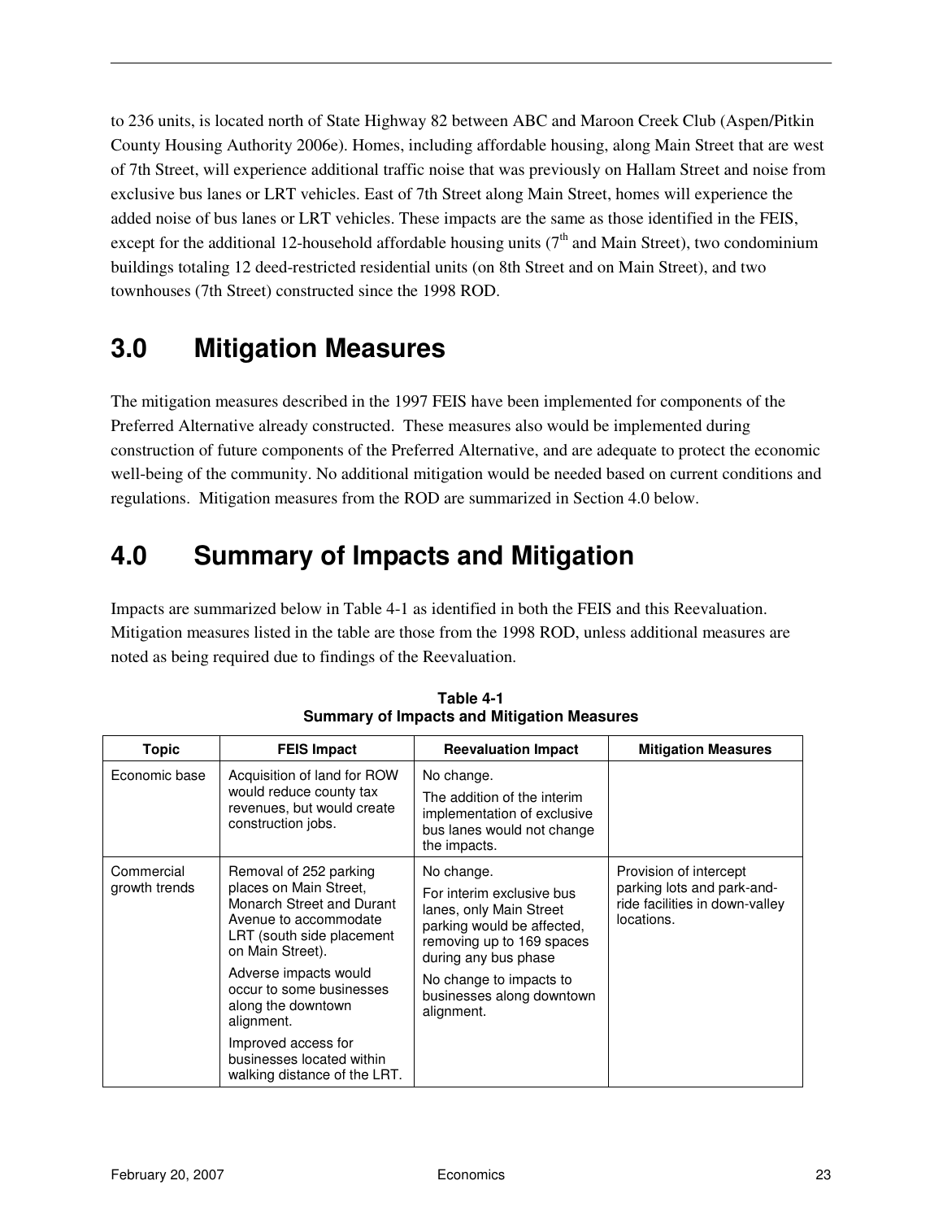to 236 units, is located north of State Highway 82 between ABC and Maroon Creek Club (Aspen/Pitkin County Housing Authority 2006e). Homes, including affordable housing, along Main Street that are west of 7th Street, will experience additional traffic noise that was previously on Hallam Street and noise from exclusive bus lanes or LRT vehicles. East of 7th Street along Main Street, homes will experience the added noise of bus lanes or LRT vehicles. These impacts are the same as those identified in the FEIS, except for the additional 12-household affordable housing units (7th and Main Street), two condominium buildings totaling 12 deed-restricted residential units (on 8th Street and on Main Street), and two townhouses (7th Street) constructed since the 1998 ROD.

# 3.0 Mitigation Measures

The mitigation measures described in the 1997 FEIS have been implemented for components of the Preferred Alternative already constructed. These measures also would be implemented during construction of future components of the Preferred Alternative, and are adequate to protect the economic well-being of the community. No additional mitigation would be needed based on current conditions and regulations. Mitigation measures from the ROD are summarized in Section 4.0 below.

# 4.0 Summary of Impacts and Mitigation

Impacts are summarized below in Table 4-1 as identified in both the FEIS and this Reevaluation. Mitigation measures listed in the table are those from the 1998 ROD, unless additional measures are noted as being required due to findings of the Reevaluation.

**Table 4-1**
**Summary of Impacts and Mitigation Measures**

| Topic | FEIS Impact | Reevaluation Impact | Mitigation Measures |
|---|---|---|---|
| Economic base | Acquisition of land for ROW would reduce county tax revenues, but would create construction jobs. | No change.<br>The addition of the interim implementation of exclusive bus lanes would not change the impacts. | |
| Commercial growth trends | Removal of 252 parking places on Main Street, Monarch Street and Durant Avenue to accommodate LRT (south side placement on Main Street).<br>Adverse impacts would occur to some businesses along the downtown alignment.<br>Improved access for businesses located within walking distance of the LRT. | No change.<br>For interim exclusive bus lanes, only Main Street parking would be affected, removing up to 169 spaces during any bus phase<br>No change to impacts to businesses along downtown alignment. | Provision of intercept parking lots and park-and-ride facilities in down-valley locations. |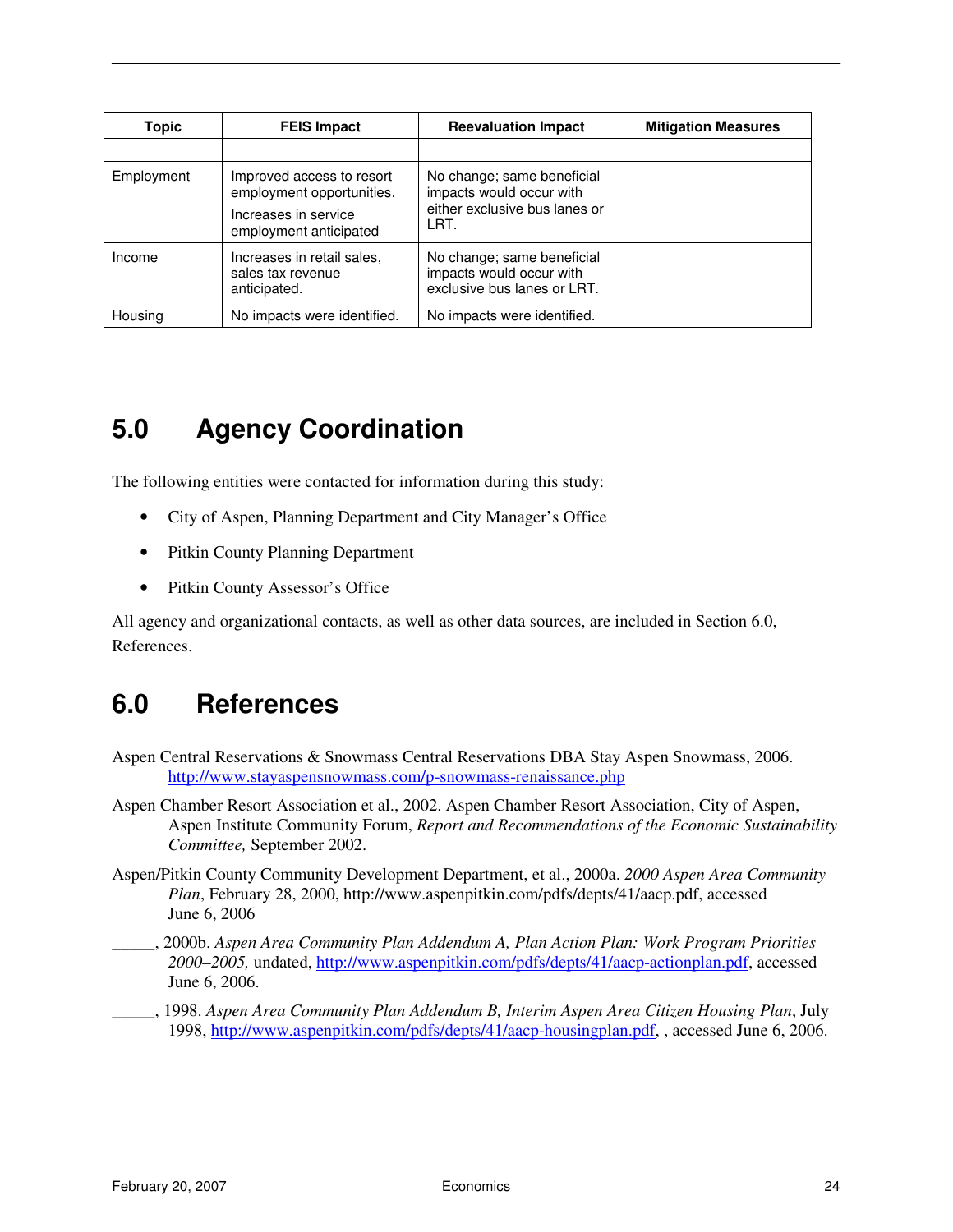| Topic | FEIS Impact | Reevaluation Impact | Mitigation Measures |
|---|---|---|---|
| | | | |
| Employment | Improved access to resort employment opportunities.<br>Increases in service employment anticipated | No change; same beneficial impacts would occur with either exclusive bus lanes or LRT. | |
| Income | Increases in retail sales, sales tax revenue anticipated. | No change; same beneficial impacts would occur with exclusive bus lanes or LRT. | |
| Housing | No impacts were identified. | No impacts were identified. | |

# 5.0 Agency Coordination

The following entities were contacted for information during this study:

- City of Aspen, Planning Department and City Manager's Office
- Pitkin County Planning Department
- Pitkin County Assessor's Office

All agency and organizational contacts, as well as other data sources, are included in Section 6.0, References.

# 6.0 References

Aspen Central Reservations & Snowmass Central Reservations DBA Stay Aspen Snowmass, 2006. http://www.stayaspensnowmass.com/p-snowmass-renaissance.php

Aspen Chamber Resort Association et al., 2002. Aspen Chamber Resort Association, City of Aspen, Aspen Institute Community Forum, *Report and Recommendations of the Economic Sustainability Committee,* September 2002.

Aspen/Pitkin County Community Development Department, et al., 2000a. *2000 Aspen Area Community Plan*, February 28, 2000, http://www.aspenpitkin.com/pdfs/depts/41/aacp.pdf, accessed June 6, 2006

_____, 2000b. *Aspen Area Community Plan Addendum A, Plan Action Plan: Work Program Priorities 2000–2005,* undated, http://www.aspenpitkin.com/pdfs/depts/41/aacp-actionplan.pdf, accessed June 6, 2006.

_____, 1998. *Aspen Area Community Plan Addendum B, Interim Aspen Area Citizen Housing Plan*, July 1998, http://www.aspenpitkin.com/pdfs/depts/41/aacp-housingplan.pdf, , accessed June 6, 2006.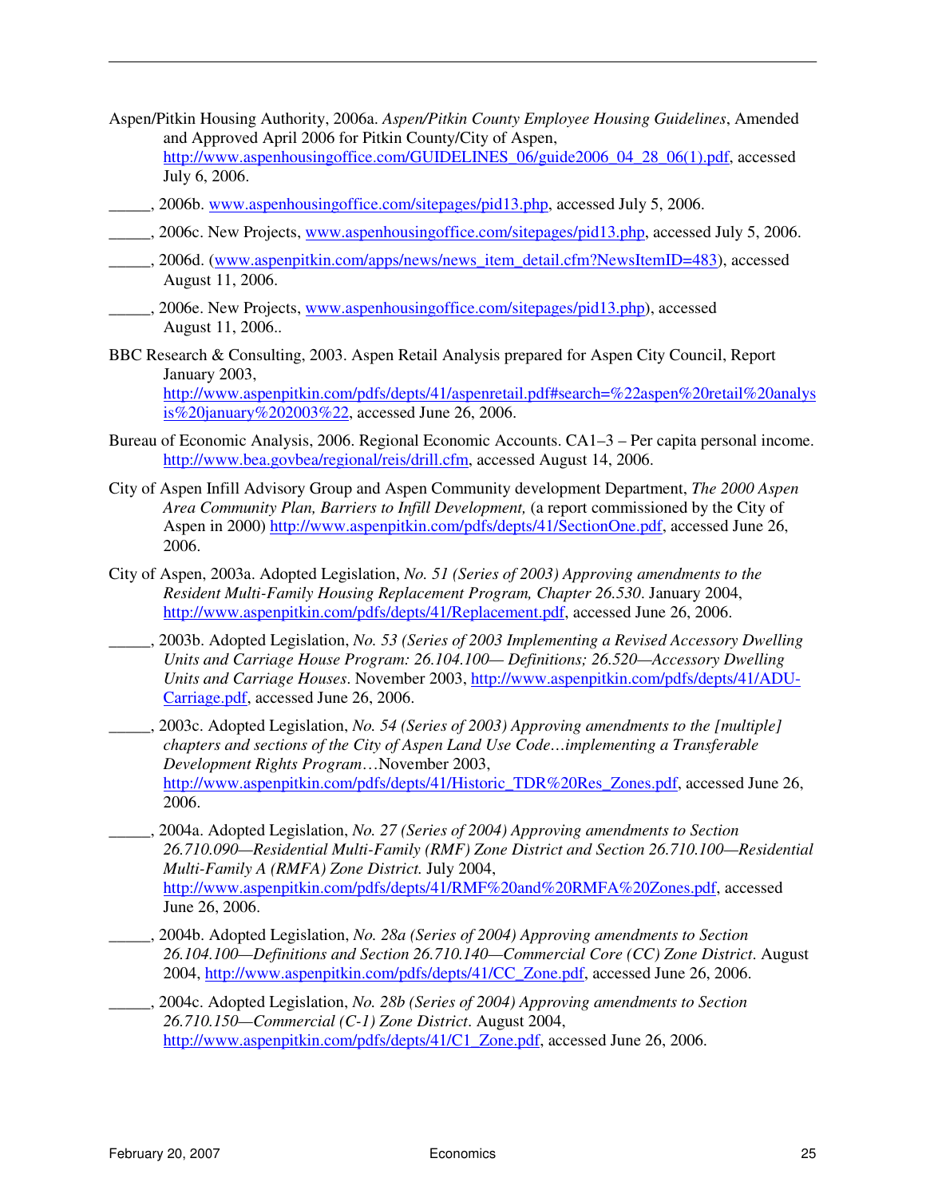Aspen/Pitkin Housing Authority, 2006a. *Aspen/Pitkin County Employee Housing Guidelines*, Amended and Approved April 2006 for Pitkin County/City of Aspen, http://www.aspenhousingoffice.com/GUIDELINES_06/guide2006_04_28_06(1).pdf, accessed July 6, 2006.

_____, 2006b. www.aspenhousingoffice.com/sitepages/pid13.php, accessed July 5, 2006.

_____, 2006c. New Projects, www.aspenhousingoffice.com/sitepages/pid13.php, accessed July 5, 2006.

_____, 2006d. (www.aspenpitkin.com/apps/news/news_item_detail.cfm?NewsItemID=483), accessed August 11, 2006.

_____, 2006e. New Projects, www.aspenhousingoffice.com/sitepages/pid13.php), accessed August 11, 2006..

BBC Research & Consulting, 2003. Aspen Retail Analysis prepared for Aspen City Council, Report January 2003, http://www.aspenpitkin.com/pdfs/depts/41/aspenretail.pdf#search=%22aspen%20retail%20analysis%20january%202003%22, accessed June 26, 2006.

Bureau of Economic Analysis, 2006. Regional Economic Accounts. CA1–3 – Per capita personal income. http://www.bea.govbea/regional/reis/drill.cfm, accessed August 14, 2006.

City of Aspen Infill Advisory Group and Aspen Community development Department, *The 2000 Aspen Area Community Plan, Barriers to Infill Development,* (a report commissioned by the City of Aspen in 2000) http://www.aspenpitkin.com/pdfs/depts/41/SectionOne.pdf, accessed June 26, 2006.

City of Aspen, 2003a. Adopted Legislation, *No. 51 (Series of 2003) Approving amendments to the Resident Multi-Family Housing Replacement Program, Chapter 26.530*. January 2004, http://www.aspenpitkin.com/pdfs/depts/41/Replacement.pdf, accessed June 26, 2006.

_____, 2003b. Adopted Legislation, *No. 53 (Series of 2003 Implementing a Revised Accessory Dwelling Units and Carriage House Program: 26.104.100— Definitions; 26.520—Accessory Dwelling Units and Carriage Houses*. November 2003, http://www.aspenpitkin.com/pdfs/depts/41/ADU-Carriage.pdf, accessed June 26, 2006.

_____, 2003c. Adopted Legislation, *No. 54 (Series of 2003) Approving amendments to the [multiple] chapters and sections of the City of Aspen Land Use Code…implementing a Transferable Development Rights Program*…November 2003, http://www.aspenpitkin.com/pdfs/depts/41/Historic_TDR%20Res_Zones.pdf, accessed June 26, 2006.

_____, 2004a. Adopted Legislation, *No. 27 (Series of 2004) Approving amendments to Section 26.710.090—Residential Multi-Family (RMF) Zone District and Section 26.710.100—Residential Multi-Family A (RMFA) Zone District.* July 2004, http://www.aspenpitkin.com/pdfs/depts/41/RMF%20and%20RMFA%20Zones.pdf, accessed June 26, 2006.

_____, 2004b. Adopted Legislation, *No. 28a (Series of 2004) Approving amendments to Section 26.104.100—Definitions and Section 26.710.140—Commercial Core (CC) Zone District*. August 2004, http://www.aspenpitkin.com/pdfs/depts/41/CC_Zone.pdf, accessed June 26, 2006.

_____, 2004c. Adopted Legislation, *No. 28b (Series of 2004) Approving amendments to Section 26.710.150—Commercial (C-1) Zone District*. August 2004, http://www.aspenpitkin.com/pdfs/depts/41/C1_Zone.pdf, accessed June 26, 2006.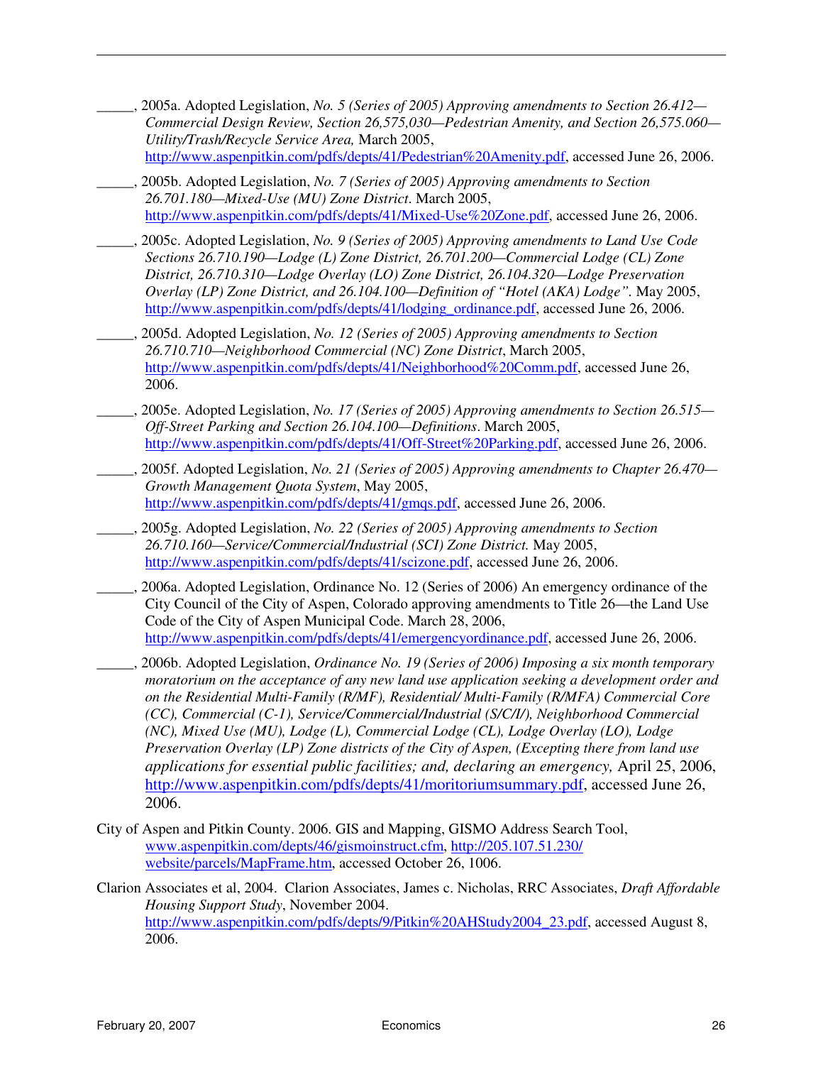_____, 2005a. Adopted Legislation, *No. 5 (Series of 2005) Approving amendments to Section 26.412—Commercial Design Review, Section 26,575,030—Pedestrian Amenity, and Section 26,575.060—Utility/Trash/Recycle Service Area,* March 2005, http://www.aspenpitkin.com/pdfs/depts/41/Pedestrian%20Amenity.pdf, accessed June 26, 2006.

_____, 2005b. Adopted Legislation, *No. 7 (Series of 2005) Approving amendments to Section 26.701.180—Mixed-Use (MU) Zone District*. March 2005, http://www.aspenpitkin.com/pdfs/depts/41/Mixed-Use%20Zone.pdf, accessed June 26, 2006.

_____, 2005c. Adopted Legislation, *No. 9 (Series of 2005) Approving amendments to Land Use Code Sections 26.710.190—Lodge (L) Zone District, 26.701.200—Commercial Lodge (CL) Zone District, 26.710.310—Lodge Overlay (LO) Zone District, 26.104.320—Lodge Preservation Overlay (LP) Zone District, and 26.104.100—Definition of "Hotel (AKA) Lodge".* May 2005, http://www.aspenpitkin.com/pdfs/depts/41/lodging_ordinance.pdf, accessed June 26, 2006.

_____, 2005d. Adopted Legislation, *No. 12 (Series of 2005) Approving amendments to Section 26.710.710—Neighborhood Commercial (NC) Zone District*, March 2005, http://www.aspenpitkin.com/pdfs/depts/41/Neighborhood%20Comm.pdf, accessed June 26, 2006.

_____, 2005e. Adopted Legislation, *No. 17 (Series of 2005) Approving amendments to Section 26.515—Off-Street Parking and Section 26.104.100—Definitions*. March 2005, http://www.aspenpitkin.com/pdfs/depts/41/Off-Street%20Parking.pdf, accessed June 26, 2006.

_____, 2005f. Adopted Legislation, *No. 21 (Series of 2005) Approving amendments to Chapter 26.470—Growth Management Quota System*, May 2005, http://www.aspenpitkin.com/pdfs/depts/41/gmqs.pdf, accessed June 26, 2006.

_____, 2005g. Adopted Legislation, *No. 22 (Series of 2005) Approving amendments to Section 26.710.160—Service/Commercial/Industrial (SCI) Zone District.* May 2005, http://www.aspenpitkin.com/pdfs/depts/41/scizone.pdf, accessed June 26, 2006.

_____, 2006a. Adopted Legislation, Ordinance No. 12 (Series of 2006) An emergency ordinance of the City Council of the City of Aspen, Colorado approving amendments to Title 26—the Land Use Code of the City of Aspen Municipal Code. March 28, 2006, http://www.aspenpitkin.com/pdfs/depts/41/emergencyordinance.pdf, accessed June 26, 2006.

_____, 2006b. Adopted Legislation, *Ordinance No. 19 (Series of 2006) Imposing a six month temporary moratorium on the acceptance of any new land use application seeking a development order and on the Residential Multi-Family (R/MF), Residential/ Multi-Family (R/MFA) Commercial Core (CC), Commercial (C-1), Service/Commercial/Industrial (S/C/I/), Neighborhood Commercial (NC), Mixed Use (MU), Lodge (L), Commercial Lodge (CL), Lodge Overlay (LO), Lodge Preservation Overlay (LP) Zone districts of the City of Aspen, (Excepting there from land use applications for essential public facilities; and, declaring an emergency,* April 25, 2006, http://www.aspenpitkin.com/pdfs/depts/41/moritoriumsummary.pdf, accessed June 26, 2006.

City of Aspen and Pitkin County. 2006. GIS and Mapping, GISMO Address Search Tool, www.aspenpitkin.com/depts/46/gismoinstruct.cfm, http://205.107.51.230/website/parcels/MapFrame.htm, accessed October 26, 1006.

Clarion Associates et al, 2004. Clarion Associates, James c. Nicholas, RRC Associates, *Draft Affordable Housing Support Study*, November 2004. http://www.aspenpitkin.com/pdfs/depts/9/Pitkin%20AHStudy2004_23.pdf, accessed August 8, 2006.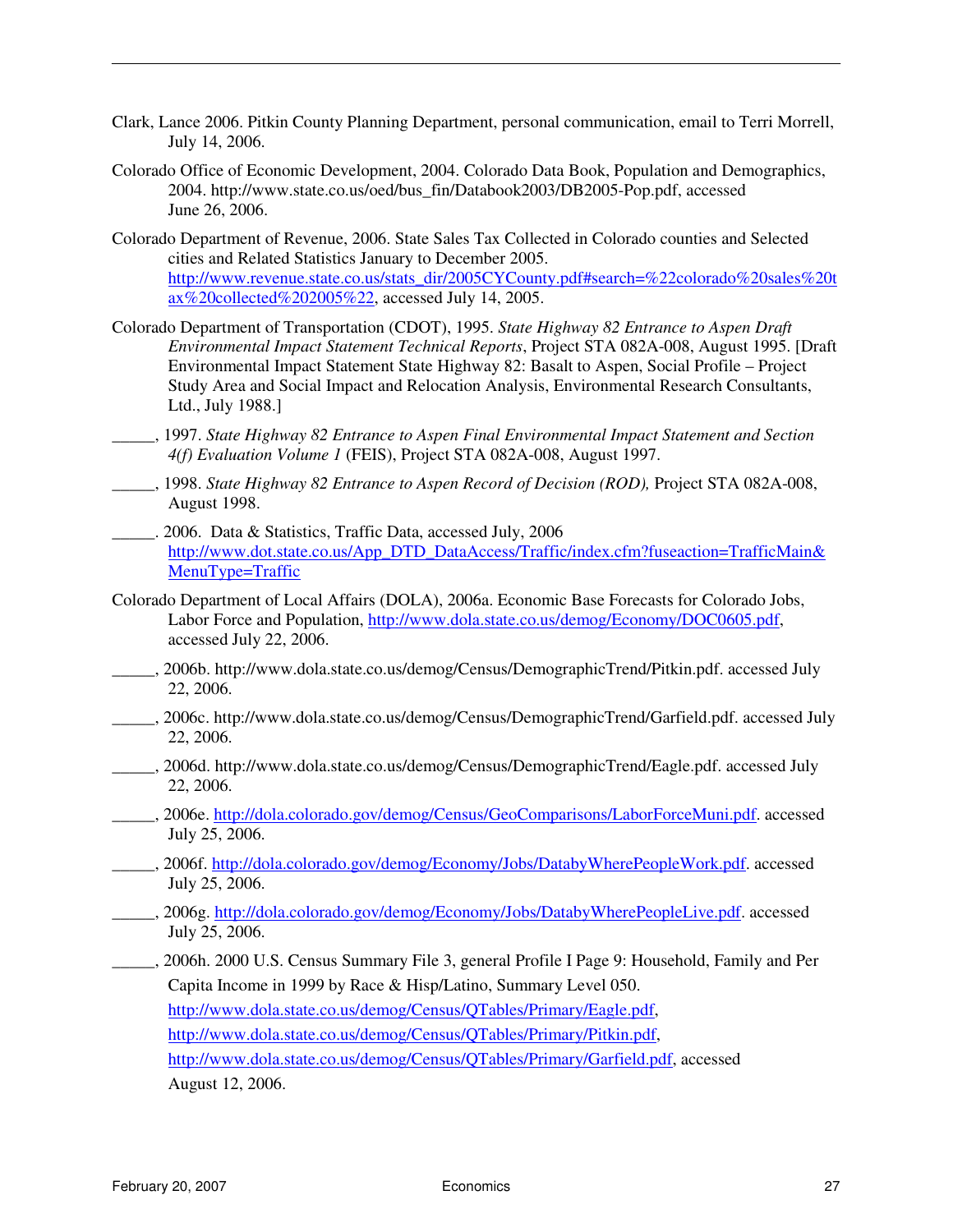Clark, Lance 2006. Pitkin County Planning Department, personal communication, email to Terri Morrell, July 14, 2006.

Colorado Office of Economic Development, 2004. Colorado Data Book, Population and Demographics, 2004. http://www.state.co.us/oed/bus_fin/Databook2003/DB2005-Pop.pdf, accessed June 26, 2006.

Colorado Department of Revenue, 2006. State Sales Tax Collected in Colorado counties and Selected cities and Related Statistics January to December 2005. http://www.revenue.state.co.us/stats_dir/2005CYCounty.pdf#search=%22colorado%20sales%20tax%20collected%202005%22, accessed July 14, 2005.

Colorado Department of Transportation (CDOT), 1995. *State Highway 82 Entrance to Aspen Draft Environmental Impact Statement Technical Reports*, Project STA 082A-008, August 1995. [Draft Environmental Impact Statement State Highway 82: Basalt to Aspen, Social Profile – Project Study Area and Social Impact and Relocation Analysis, Environmental Research Consultants, Ltd., July 1988.]

_____, 1997. *State Highway 82 Entrance to Aspen Final Environmental Impact Statement and Section 4(f) Evaluation Volume 1* (FEIS), Project STA 082A-008, August 1997.

_____, 1998. *State Highway 82 Entrance to Aspen Record of Decision (ROD),* Project STA 082A-008, August 1998.

_____. 2006. Data & Statistics, Traffic Data, accessed July, 2006 http://www.dot.state.co.us/App_DTD_DataAccess/Traffic/index.cfm?fuseaction=TrafficMain&MenuType=Traffic

Colorado Department of Local Affairs (DOLA), 2006a. Economic Base Forecasts for Colorado Jobs, Labor Force and Population, http://www.dola.state.co.us/demog/Economy/DOC0605.pdf, accessed July 22, 2006.

_____, 2006b. http://www.dola.state.co.us/demog/Census/DemographicTrend/Pitkin.pdf. accessed July 22, 2006.

_____, 2006c. http://www.dola.state.co.us/demog/Census/DemographicTrend/Garfield.pdf. accessed July 22, 2006.

_____, 2006d. http://www.dola.state.co.us/demog/Census/DemographicTrend/Eagle.pdf. accessed July 22, 2006.

_____, 2006e. http://dola.colorado.gov/demog/Census/GeoComparisons/LaborForceMuni.pdf. accessed July 25, 2006.

_____, 2006f. http://dola.colorado.gov/demog/Economy/Jobs/DatabyWherePeopleWork.pdf. accessed July 25, 2006.

_____, 2006g. http://dola.colorado.gov/demog/Economy/Jobs/DatabyWherePeopleLive.pdf. accessed July 25, 2006.

_____, 2006h. 2000 U.S. Census Summary File 3, general Profile I Page 9: Household, Family and Per Capita Income in 1999 by Race & Hisp/Latino, Summary Level 050. http://www.dola.state.co.us/demog/Census/QTables/Primary/Eagle.pdf, http://www.dola.state.co.us/demog/Census/QTables/Primary/Pitkin.pdf, http://www.dola.state.co.us/demog/Census/QTables/Primary/Garfield.pdf, accessed August 12, 2006.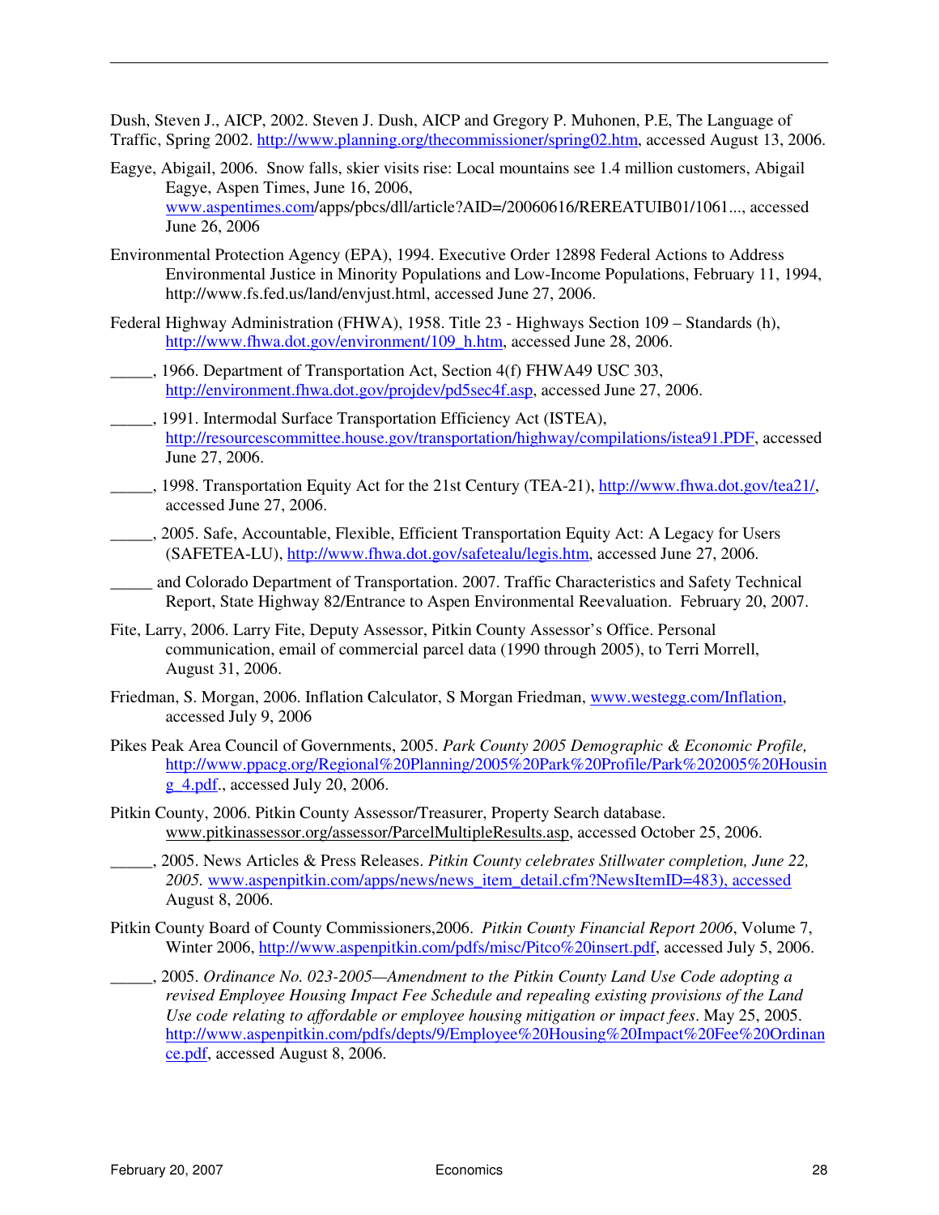Dush, Steven J., AICP, 2002. Steven J. Dush, AICP and Gregory P. Muhonen, P.E, The Language of Traffic, Spring 2002. http://www.planning.org/thecommissioner/spring02.htm, accessed August 13, 2006.

Eagye, Abigail, 2006. Snow falls, skier visits rise: Local mountains see 1.4 million customers, Abigail Eagye, Aspen Times, June 16, 2006, www.aspentimes.com/apps/pbcs/dll/article?AID=/20060616/REREATUIB01/1061..., accessed June 26, 2006

Environmental Protection Agency (EPA), 1994. Executive Order 12898 Federal Actions to Address Environmental Justice in Minority Populations and Low-Income Populations, February 11, 1994, http://www.fs.fed.us/land/envjust.html, accessed June 27, 2006.

Federal Highway Administration (FHWA), 1958. Title 23 - Highways Section 109 – Standards (h), http://www.fhwa.dot.gov/environment/109_h.htm, accessed June 28, 2006.

_____, 1966. Department of Transportation Act, Section 4(f) FHWA49 USC 303, http://environment.fhwa.dot.gov/projdev/pd5sec4f.asp, accessed June 27, 2006.

_____, 1991. Intermodal Surface Transportation Efficiency Act (ISTEA), http://resourcescommittee.house.gov/transportation/highway/compilations/istea91.PDF, accessed June 27, 2006.

_____, 1998. Transportation Equity Act for the 21st Century (TEA-21), http://www.fhwa.dot.gov/tea21/, accessed June 27, 2006.

_____, 2005. Safe, Accountable, Flexible, Efficient Transportation Equity Act: A Legacy for Users (SAFETEA-LU), http://www.fhwa.dot.gov/safetealu/legis.htm, accessed June 27, 2006.

_____ and Colorado Department of Transportation. 2007. Traffic Characteristics and Safety Technical Report, State Highway 82/Entrance to Aspen Environmental Reevaluation. February 20, 2007.

Fite, Larry, 2006. Larry Fite, Deputy Assessor, Pitkin County Assessor's Office. Personal communication, email of commercial parcel data (1990 through 2005), to Terri Morrell, August 31, 2006.

Friedman, S. Morgan, 2006. Inflation Calculator, S Morgan Friedman, www.westegg.com/Inflation, accessed July 9, 2006

Pikes Peak Area Council of Governments, 2005. *Park County 2005 Demographic & Economic Profile,* http://www.ppacg.org/Regional%20Planning/2005%20Park%20Profile/Park%202005%20Housing_4.pdf., accessed July 20, 2006.

Pitkin County, 2006. Pitkin County Assessor/Treasurer, Property Search database. www.pitkinassessor.org/assessor/ParcelMultipleResults.asp, accessed October 25, 2006.

_____, 2005. News Articles & Press Releases. *Pitkin County celebrates Stillwater completion, June 22, 2005.* www.aspenpitkin.com/apps/news/news_item_detail.cfm?NewsItemID=483), accessed August 8, 2006.

Pitkin County Board of County Commissioners,2006. *Pitkin County Financial Report 2006*, Volume 7, Winter 2006, http://www.aspenpitkin.com/pdfs/misc/Pitco%20insert.pdf, accessed July 5, 2006.

_____, 2005. *Ordinance No. 023-2005—Amendment to the Pitkin County Land Use Code adopting a revised Employee Housing Impact Fee Schedule and repealing existing provisions of the Land Use code relating to affordable or employee housing mitigation or impact fees*. May 25, 2005. http://www.aspenpitkin.com/pdfs/depts/9/Employee%20Housing%20Impact%20Fee%20Ordinance.pdf, accessed August 8, 2006.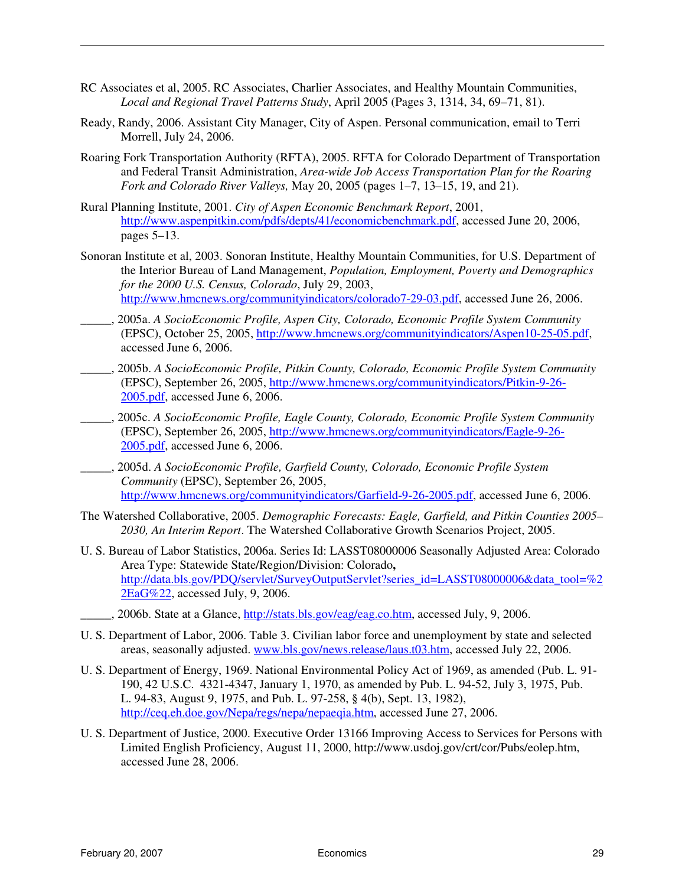RC Associates et al, 2005. RC Associates, Charlier Associates, and Healthy Mountain Communities, *Local and Regional Travel Patterns Study*, April 2005 (Pages 3, 1314, 34, 69–71, 81).

Ready, Randy, 2006. Assistant City Manager, City of Aspen. Personal communication, email to Terri Morrell, July 24, 2006.

Roaring Fork Transportation Authority (RFTA), 2005. RFTA for Colorado Department of Transportation and Federal Transit Administration, *Area-wide Job Access Transportation Plan for the Roaring Fork and Colorado River Valleys,* May 20, 2005 (pages 1–7, 13–15, 19, and 21).

Rural Planning Institute, 2001. *City of Aspen Economic Benchmark Report*, 2001, http://www.aspenpitkin.com/pdfs/depts/41/economicbenchmark.pdf, accessed June 20, 2006, pages 5–13.

Sonoran Institute et al, 2003. Sonoran Institute, Healthy Mountain Communities, for U.S. Department of the Interior Bureau of Land Management, *Population, Employment, Poverty and Demographics for the 2000 U.S. Census, Colorado*, July 29, 2003, http://www.hmcnews.org/communityindicators/colorado7-29-03.pdf, accessed June 26, 2006.

_____, 2005a. *A SocioEconomic Profile, Aspen City, Colorado, Economic Profile System Community* (EPSC), October 25, 2005, http://www.hmcnews.org/communityindicators/Aspen10-25-05.pdf, accessed June 6, 2006.

_____, 2005b. *A SocioEconomic Profile, Pitkin County, Colorado, Economic Profile System Community* (EPSC), September 26, 2005, http://www.hmcnews.org/communityindicators/Pitkin-9-26-2005.pdf, accessed June 6, 2006.

_____, 2005c. *A SocioEconomic Profile, Eagle County, Colorado, Economic Profile System Community* (EPSC), September 26, 2005, http://www.hmcnews.org/communityindicators/Eagle-9-26-2005.pdf, accessed June 6, 2006.

_____, 2005d. *A SocioEconomic Profile, Garfield County, Colorado, Economic Profile System Community* (EPSC), September 26, 2005, http://www.hmcnews.org/communityindicators/Garfield-9-26-2005.pdf, accessed June 6, 2006.

The Watershed Collaborative, 2005. *Demographic Forecasts: Eagle, Garfield, and Pitkin Counties 2005–2030, An Interim Report*. The Watershed Collaborative Growth Scenarios Project, 2005.

U. S. Bureau of Labor Statistics, 2006a. Series Id: LASST08000006 Seasonally Adjusted Area: Colorado Area Type: Statewide State/Region/Division: Colorado**,** http://data.bls.gov/PDQ/servlet/SurveyOutputServlet?series_id=LASST08000006&data_tool=%22EaG%22, accessed July, 9, 2006.

_____, 2006b. State at a Glance, http://stats.bls.gov/eag/eag.co.htm, accessed July, 9, 2006.

U. S. Department of Labor, 2006. Table 3. Civilian labor force and unemployment by state and selected areas, seasonally adjusted. www.bls.gov/news.release/laus.t03.htm, accessed July 22, 2006.

U. S. Department of Energy, 1969. National Environmental Policy Act of 1969, as amended (Pub. L. 91-190, 42 U.S.C. 4321-4347, January 1, 1970, as amended by Pub. L. 94-52, July 3, 1975, Pub. L. 94-83, August 9, 1975, and Pub. L. 97-258, § 4(b), Sept. 13, 1982), http://ceq.eh.doe.gov/Nepa/regs/nepa/nepaeqia.htm, accessed June 27, 2006.

U. S. Department of Justice, 2000. Executive Order 13166 Improving Access to Services for Persons with Limited English Proficiency, August 11, 2000, http://www.usdoj.gov/crt/cor/Pubs/eolep.htm, accessed June 28, 2006.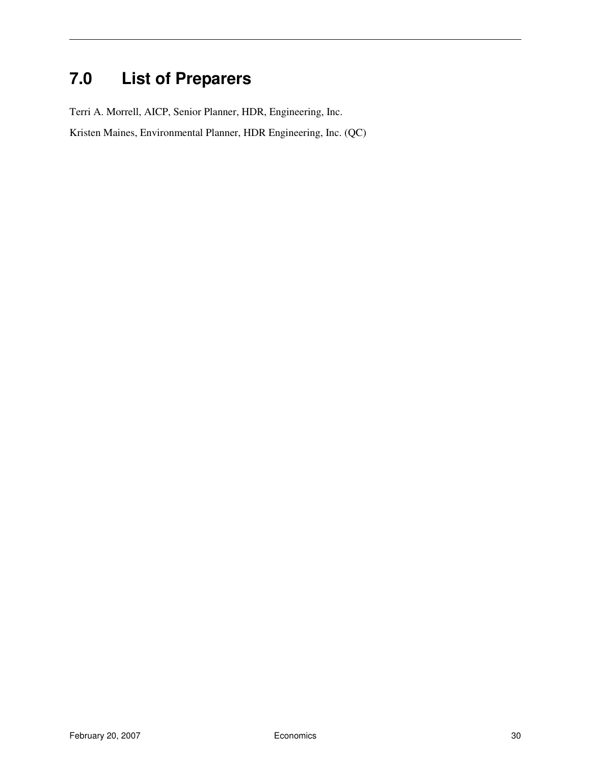# 7.0 List of Preparers

Terri A. Morrell, AICP, Senior Planner, HDR, Engineering, Inc.

Kristen Maines, Environmental Planner, HDR Engineering, Inc. (QC)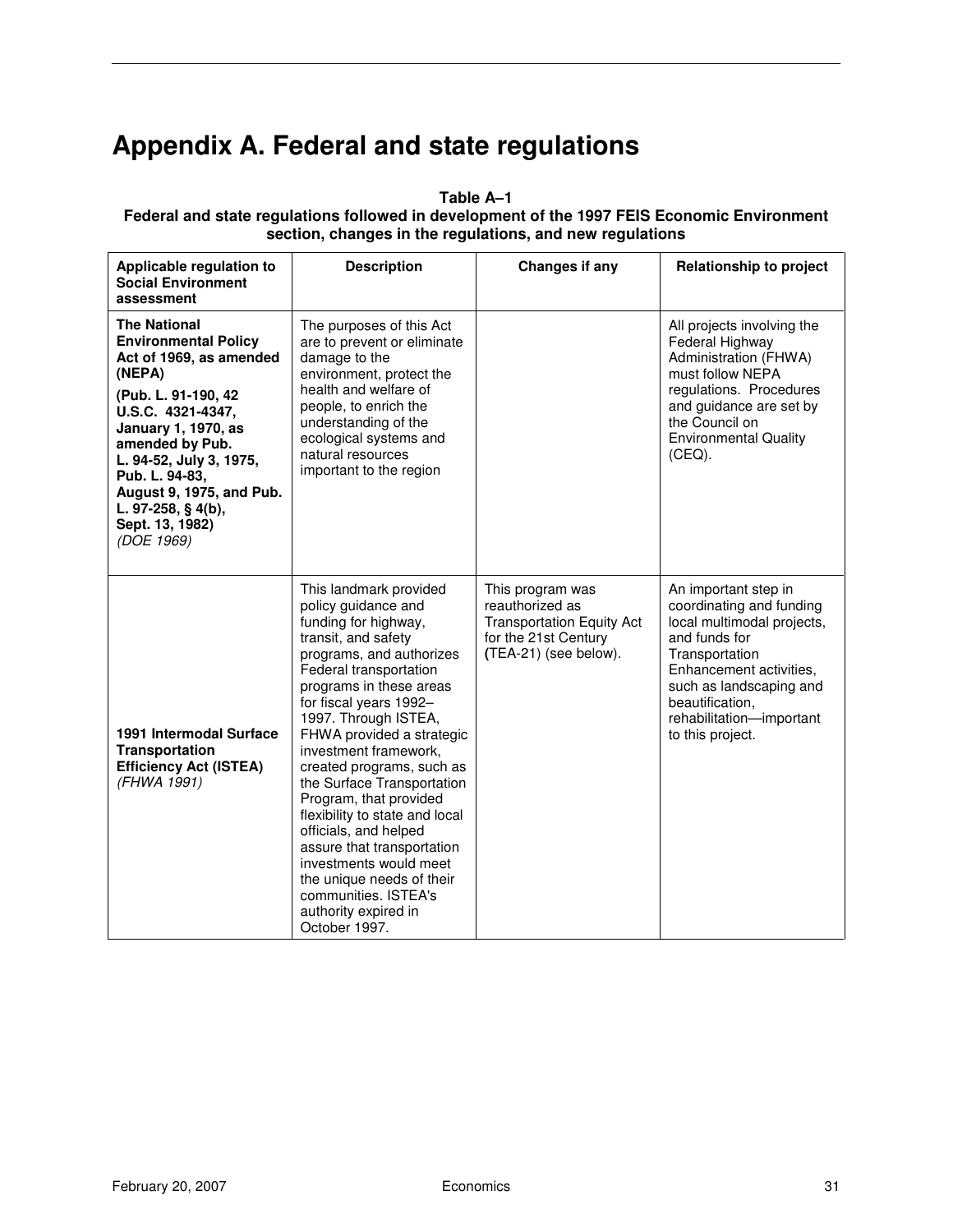# Appendix A. Federal and state regulations

**Table A–1**
**Federal and state regulations followed in development of the 1997 FEIS Economic Environment section, changes in the regulations, and new regulations**

| Applicable regulation to Social Environment assessment | Description | Changes if any | Relationship to project |
|---|---|---|---|
| **The National Environmental Policy Act of 1969, as amended (NEPA)** **(Pub. L. 91-190, 42 U.S.C. 4321-4347, January 1, 1970, as amended by Pub. L. 94-52, July 3, 1975, Pub. L. 94-83, August 9, 1975, and Pub. L. 97-258, § 4(b), Sept. 13, 1982)** *(DOE 1969)* | The purposes of this Act are to prevent or eliminate damage to the environment, protect the health and welfare of people, to enrich the understanding of the ecological systems and natural resources important to the region | | All projects involving the Federal Highway Administration (FHWA) must follow NEPA regulations. Procedures and guidance are set by the Council on Environmental Quality (CEQ). |
| **1991 Intermodal Surface Transportation Efficiency Act (ISTEA)** *(FHWA 1991)* | This landmark provided policy guidance and funding for highway, transit, and safety programs, and authorizes Federal transportation programs in these areas for fiscal years 1992–1997. Through ISTEA, FHWA provided a strategic investment framework, created programs, such as the Surface Transportation Program, that provided flexibility to state and local officials, and helped assure that transportation investments would meet the unique needs of their communities. ISTEA's authority expired in October 1997. | This program was reauthorized as Transportation Equity Act for the 21st Century (TEA-21) (see below). | An important step in coordinating and funding local multimodal projects, and funds for Transportation Enhancement activities, such as landscaping and beautification, rehabilitation—important to this project. |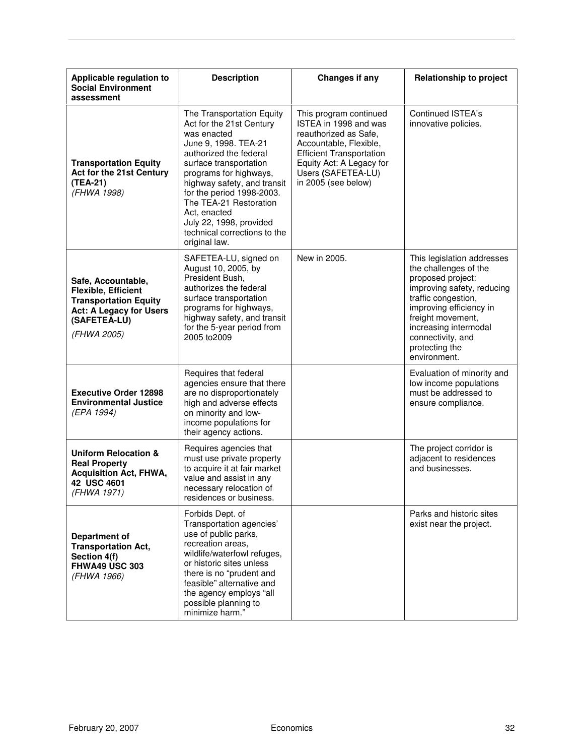| Applicable regulation to Social Environment assessment | Description | Changes if any | Relationship to project |
|---|---|---|---|
| **Transportation Equity Act for the 21st Century (TEA-21)** *(FHWA 1998)* | The Transportation Equity Act for the 21st Century was enacted June 9, 1998. TEA-21 authorized the federal surface transportation programs for highways, highway safety, and transit for the period 1998-2003. The TEA-21 Restoration Act, enacted July 22, 1998, provided technical corrections to the original law. | This program continued ISTEA in 1998 and was reauthorized as Safe, Accountable, Flexible, Efficient Transportation Equity Act: A Legacy for Users (SAFETEA-LU) in 2005 (see below) | Continued ISTEA's innovative policies. |
| **Safe, Accountable, Flexible, Efficient Transportation Equity Act: A Legacy for Users (SAFETEA-LU)** *(FHWA 2005)* | SAFETEA-LU, signed on August 10, 2005, by President Bush, authorizes the federal surface transportation programs for highways, highway safety, and transit for the 5-year period from 2005 to2009 | New in 2005. | This legislation addresses the challenges of the proposed project: improving safety, reducing traffic congestion, improving efficiency in freight movement, increasing intermodal connectivity, and protecting the environment. |
| **Executive Order 12898 Environmental Justice** *(EPA 1994)* | Requires that federal agencies ensure that there are no disproportionately high and adverse effects on minority and low-income populations for their agency actions. | | Evaluation of minority and low income populations must be addressed to ensure compliance. |
| **Uniform Relocation & Real Property Acquisition Act, FHWA, 42 USC 4601** *(FHWA 1971)* | Requires agencies that must use private property to acquire it at fair market value and assist in any necessary relocation of residences or business. | | The project corridor is adjacent to residences and businesses. |
| **Department of Transportation Act, Section 4(f) FHWA49 USC 303** *(FHWA 1966)* | Forbids Dept. of Transportation agencies' use of public parks, recreation areas, wildlife/waterfowl refuges, or historic sites unless there is no "prudent and feasible" alternative and the agency employs "all possible planning to minimize harm." | | Parks and historic sites exist near the project. |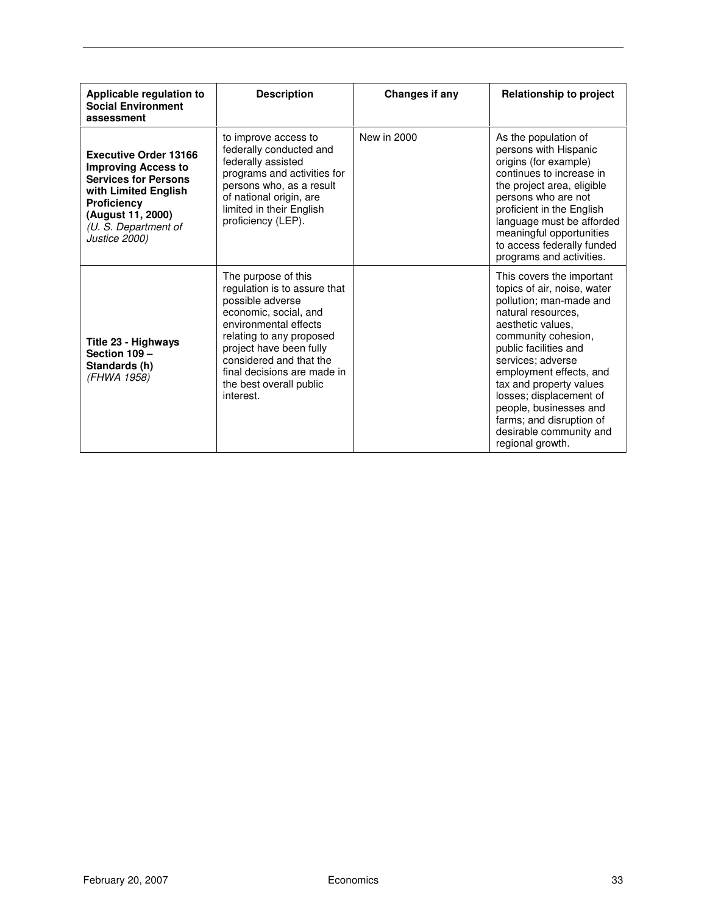| Applicable regulation to Social Environment assessment | Description | Changes if any | Relationship to project |
|---|---|---|---|
| **Executive Order 13166 Improving Access to Services for Persons with Limited English Proficiency (August 11, 2000)** *(U. S. Department of Justice 2000)* | to improve access to federally conducted and federally assisted programs and activities for persons who, as a result of national origin, are limited in their English proficiency (LEP). | New in 2000 | As the population of persons with Hispanic origins (for example) continues to increase in the project area, eligible persons who are not proficient in the English language must be afforded meaningful opportunities to access federally funded programs and activities. |
| **Title 23 - Highways Section 109 – Standards (h)** *(FHWA 1958)* | The purpose of this regulation is to assure that possible adverse economic, social, and environmental effects relating to any proposed project have been fully considered and that the final decisions are made in the best overall public interest. | | This covers the important topics of air, noise, water pollution; man-made and natural resources, aesthetic values, community cohesion, public facilities and services; adverse employment effects, and tax and property values losses; displacement of people, businesses and farms; and disruption of desirable community and regional growth. |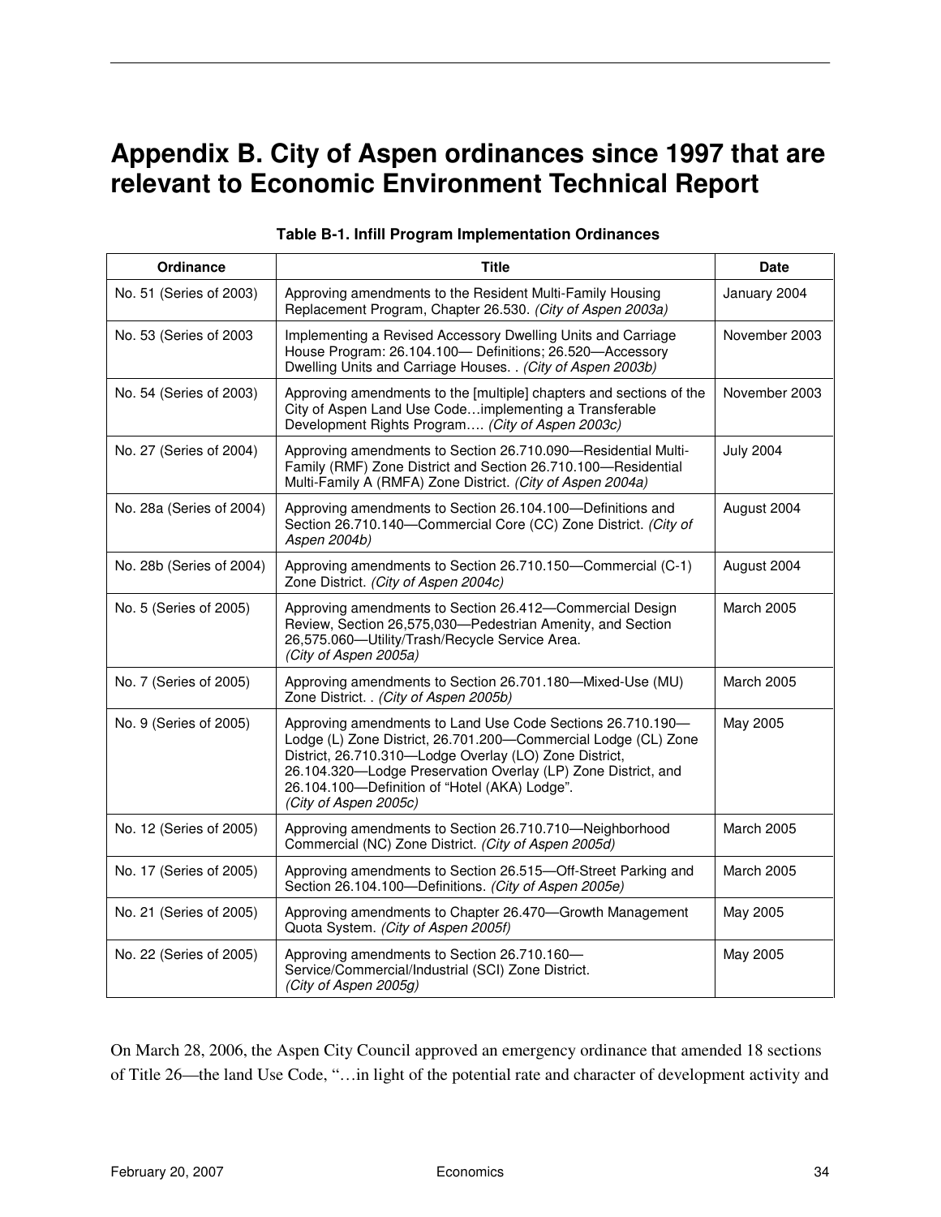# Appendix B. City of Aspen ordinances since 1997 that are relevant to Economic Environment Technical Report

**Table B-1. Infill Program Implementation Ordinances**

| Ordinance | Title | Date |
|---|---|---|
| No. 51 (Series of 2003) | Approving amendments to the Resident Multi-Family Housing Replacement Program, Chapter 26.530. *(City of Aspen 2003a)* | January 2004 |
| No. 53 (Series of 2003 | Implementing a Revised Accessory Dwelling Units and Carriage House Program: 26.104.100— Definitions; 26.520—Accessory Dwelling Units and Carriage Houses. . *(City of Aspen 2003b)* | November 2003 |
| No. 54 (Series of 2003) | Approving amendments to the [multiple] chapters and sections of the City of Aspen Land Use Code…implementing a Transferable Development Rights Program…. *(City of Aspen 2003c)* | November 2003 |
| No. 27 (Series of 2004) | Approving amendments to Section 26.710.090—Residential Multi-Family (RMF) Zone District and Section 26.710.100—Residential Multi-Family A (RMFA) Zone District. *(City of Aspen 2004a)* | July 2004 |
| No. 28a (Series of 2004) | Approving amendments to Section 26.104.100—Definitions and Section 26.710.140—Commercial Core (CC) Zone District. *(City of Aspen 2004b)* | August 2004 |
| No. 28b (Series of 2004) | Approving amendments to Section 26.710.150—Commercial (C-1) Zone District. *(City of Aspen 2004c)* | August 2004 |
| No. 5 (Series of 2005) | Approving amendments to Section 26.412—Commercial Design Review, Section 26,575,030—Pedestrian Amenity, and Section 26,575.060—Utility/Trash/Recycle Service Area. *(City of Aspen 2005a)* | March 2005 |
| No. 7 (Series of 2005) | Approving amendments to Section 26.701.180—Mixed-Use (MU) Zone District. . *(City of Aspen 2005b)* | March 2005 |
| No. 9 (Series of 2005) | Approving amendments to Land Use Code Sections 26.710.190—Lodge (L) Zone District, 26.701.200—Commercial Lodge (CL) Zone District, 26.710.310—Lodge Overlay (LO) Zone District, 26.104.320—Lodge Preservation Overlay (LP) Zone District, and 26.104.100—Definition of "Hotel (AKA) Lodge". *(City of Aspen 2005c)* | May 2005 |
| No. 12 (Series of 2005) | Approving amendments to Section 26.710.710—Neighborhood Commercial (NC) Zone District. *(City of Aspen 2005d)* | March 2005 |
| No. 17 (Series of 2005) | Approving amendments to Section 26.515—Off-Street Parking and Section 26.104.100—Definitions. *(City of Aspen 2005e)* | March 2005 |
| No. 21 (Series of 2005) | Approving amendments to Chapter 26.470—Growth Management Quota System. *(City of Aspen 2005f)* | May 2005 |
| No. 22 (Series of 2005) | Approving amendments to Section 26.710.160—Service/Commercial/Industrial (SCI) Zone District. *(City of Aspen 2005g)* | May 2005 |

On March 28, 2006, the Aspen City Council approved an emergency ordinance that amended 18 sections of Title 26—the land Use Code, "…in light of the potential rate and character of development activity and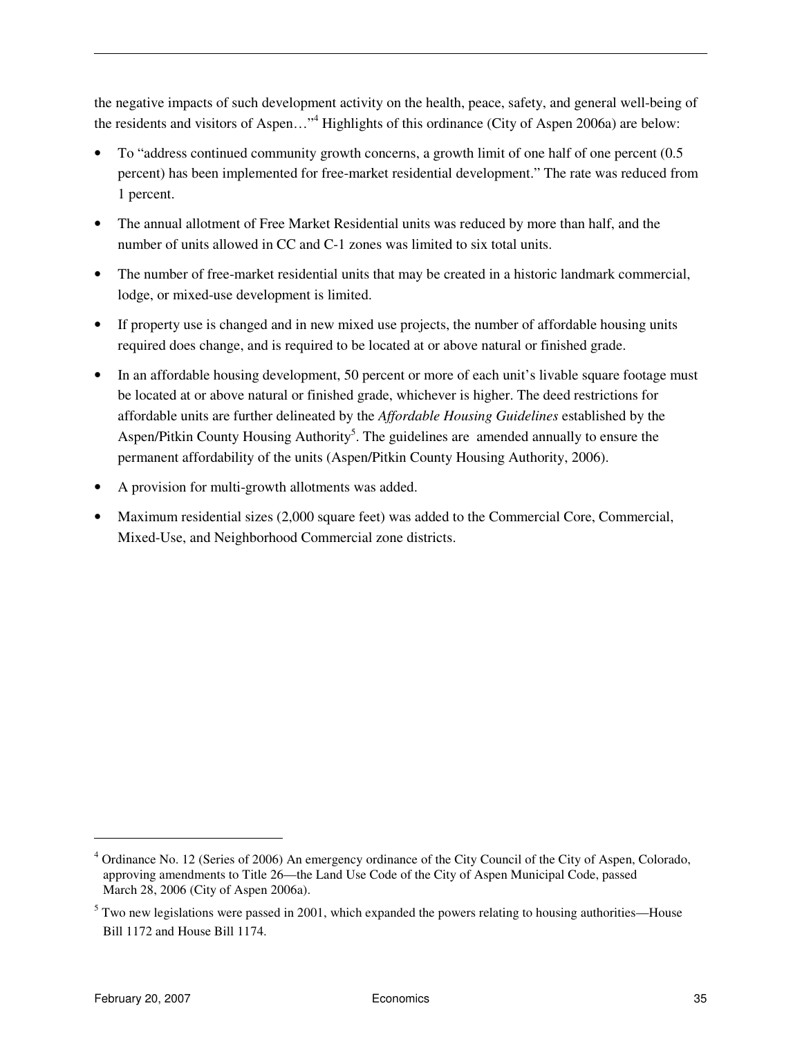the negative impacts of such development activity on the health, peace, safety, and general well-being of the residents and visitors of Aspen…"[4] Highlights of this ordinance (City of Aspen 2006a) are below:

- To "address continued community growth concerns, a growth limit of one half of one percent (0.5 percent) has been implemented for free-market residential development." The rate was reduced from 1 percent.
- The annual allotment of Free Market Residential units was reduced by more than half, and the number of units allowed in CC and C-1 zones was limited to six total units.
- The number of free-market residential units that may be created in a historic landmark commercial, lodge, or mixed-use development is limited.
- If property use is changed and in new mixed use projects, the number of affordable housing units required does change, and is required to be located at or above natural or finished grade.
- In an affordable housing development, 50 percent or more of each unit's livable square footage must be located at or above natural or finished grade, whichever is higher. The deed restrictions for affordable units are further delineated by the *Affordable Housing Guidelines* established by the Aspen/Pitkin County Housing Authority[5]. The guidelines are amended annually to ensure the permanent affordability of the units (Aspen/Pitkin County Housing Authority, 2006).
- A provision for multi-growth allotments was added.
- Maximum residential sizes (2,000 square feet) was added to the Commercial Core, Commercial, Mixed-Use, and Neighborhood Commercial zone districts.

---

[4] Ordinance No. 12 (Series of 2006) An emergency ordinance of the City Council of the City of Aspen, Colorado, approving amendments to Title 26—the Land Use Code of the City of Aspen Municipal Code, passed March 28, 2006 (City of Aspen 2006a).

[5] Two new legislations were passed in 2001, which expanded the powers relating to housing authorities—House Bill 1172 and House Bill 1174.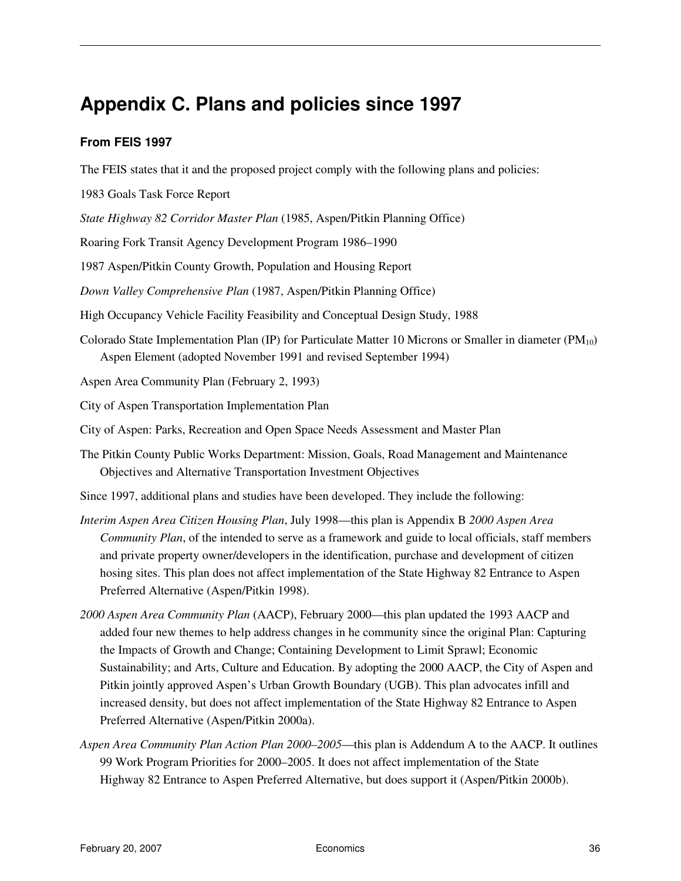# Appendix C. Plans and policies since 1997

### From FEIS 1997

The FEIS states that it and the proposed project comply with the following plans and policies:

1983 Goals Task Force Report

*State Highway 82 Corridor Master Plan* (1985, Aspen/Pitkin Planning Office)

Roaring Fork Transit Agency Development Program 1986–1990

1987 Aspen/Pitkin County Growth, Population and Housing Report

*Down Valley Comprehensive Plan* (1987, Aspen/Pitkin Planning Office)

High Occupancy Vehicle Facility Feasibility and Conceptual Design Study, 1988

Colorado State Implementation Plan (IP) for Particulate Matter 10 Microns or Smaller in diameter ($PM_{10}$) Aspen Element (adopted November 1991 and revised September 1994)

Aspen Area Community Plan (February 2, 1993)

City of Aspen Transportation Implementation Plan

City of Aspen: Parks, Recreation and Open Space Needs Assessment and Master Plan

The Pitkin County Public Works Department: Mission, Goals, Road Management and Maintenance Objectives and Alternative Transportation Investment Objectives

Since 1997, additional plans and studies have been developed. They include the following:

*Interim Aspen Area Citizen Housing Plan*, July 1998—this plan is Appendix B *2000 Aspen Area Community Plan*, of the intended to serve as a framework and guide to local officials, staff members and private property owner/developers in the identification, purchase and development of citizen hosing sites. This plan does not affect implementation of the State Highway 82 Entrance to Aspen Preferred Alternative (Aspen/Pitkin 1998).

*2000 Aspen Area Community Plan* (AACP), February 2000—this plan updated the 1993 AACP and added four new themes to help address changes in he community since the original Plan: Capturing the Impacts of Growth and Change; Containing Development to Limit Sprawl; Economic Sustainability; and Arts, Culture and Education. By adopting the 2000 AACP, the City of Aspen and Pitkin jointly approved Aspen's Urban Growth Boundary (UGB). This plan advocates infill and increased density, but does not affect implementation of the State Highway 82 Entrance to Aspen Preferred Alternative (Aspen/Pitkin 2000a).

*Aspen Area Community Plan Action Plan 2000–2005*—this plan is Addendum A to the AACP. It outlines 99 Work Program Priorities for 2000–2005. It does not affect implementation of the State Highway 82 Entrance to Aspen Preferred Alternative, but does support it (Aspen/Pitkin 2000b).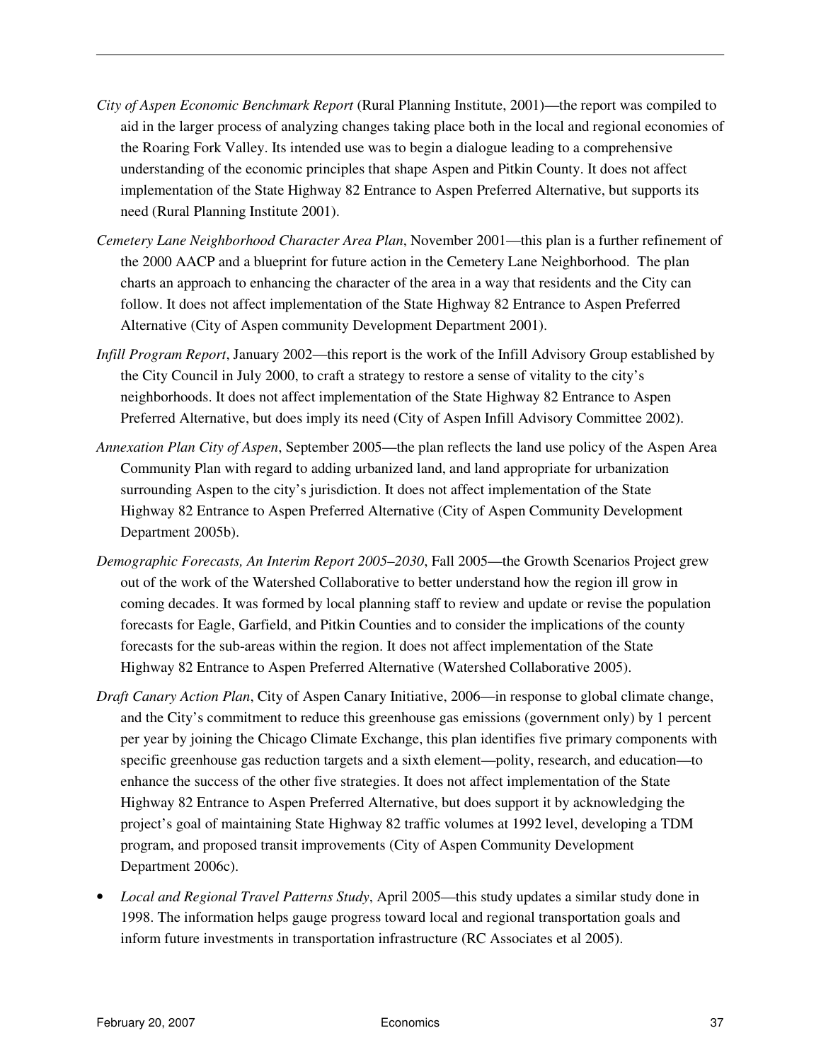*City of Aspen Economic Benchmark Report* (Rural Planning Institute, 2001)—the report was compiled to aid in the larger process of analyzing changes taking place both in the local and regional economies of the Roaring Fork Valley. Its intended use was to begin a dialogue leading to a comprehensive understanding of the economic principles that shape Aspen and Pitkin County. It does not affect implementation of the State Highway 82 Entrance to Aspen Preferred Alternative, but supports its need (Rural Planning Institute 2001).

*Cemetery Lane Neighborhood Character Area Plan*, November 2001—this plan is a further refinement of the 2000 AACP and a blueprint for future action in the Cemetery Lane Neighborhood. The plan charts an approach to enhancing the character of the area in a way that residents and the City can follow. It does not affect implementation of the State Highway 82 Entrance to Aspen Preferred Alternative (City of Aspen community Development Department 2001).

*Infill Program Report*, January 2002—this report is the work of the Infill Advisory Group established by the City Council in July 2000, to craft a strategy to restore a sense of vitality to the city's neighborhoods. It does not affect implementation of the State Highway 82 Entrance to Aspen Preferred Alternative, but does imply its need (City of Aspen Infill Advisory Committee 2002).

*Annexation Plan City of Aspen*, September 2005—the plan reflects the land use policy of the Aspen Area Community Plan with regard to adding urbanized land, and land appropriate for urbanization surrounding Aspen to the city's jurisdiction. It does not affect implementation of the State Highway 82 Entrance to Aspen Preferred Alternative (City of Aspen Community Development Department 2005b).

*Demographic Forecasts, An Interim Report 2005–2030*, Fall 2005—the Growth Scenarios Project grew out of the work of the Watershed Collaborative to better understand how the region ill grow in coming decades. It was formed by local planning staff to review and update or revise the population forecasts for Eagle, Garfield, and Pitkin Counties and to consider the implications of the county forecasts for the sub-areas within the region. It does not affect implementation of the State Highway 82 Entrance to Aspen Preferred Alternative (Watershed Collaborative 2005).

*Draft Canary Action Plan*, City of Aspen Canary Initiative, 2006—in response to global climate change, and the City's commitment to reduce this greenhouse gas emissions (government only) by 1 percent per year by joining the Chicago Climate Exchange, this plan identifies five primary components with specific greenhouse gas reduction targets and a sixth element—polity, research, and education—to enhance the success of the other five strategies. It does not affect implementation of the State Highway 82 Entrance to Aspen Preferred Alternative, but does support it by acknowledging the project's goal of maintaining State Highway 82 traffic volumes at 1992 level, developing a TDM program, and proposed transit improvements (City of Aspen Community Development Department 2006c).

- *Local and Regional Travel Patterns Study*, April 2005—this study updates a similar study done in 1998. The information helps gauge progress toward local and regional transportation goals and inform future investments in transportation infrastructure (RC Associates et al 2005).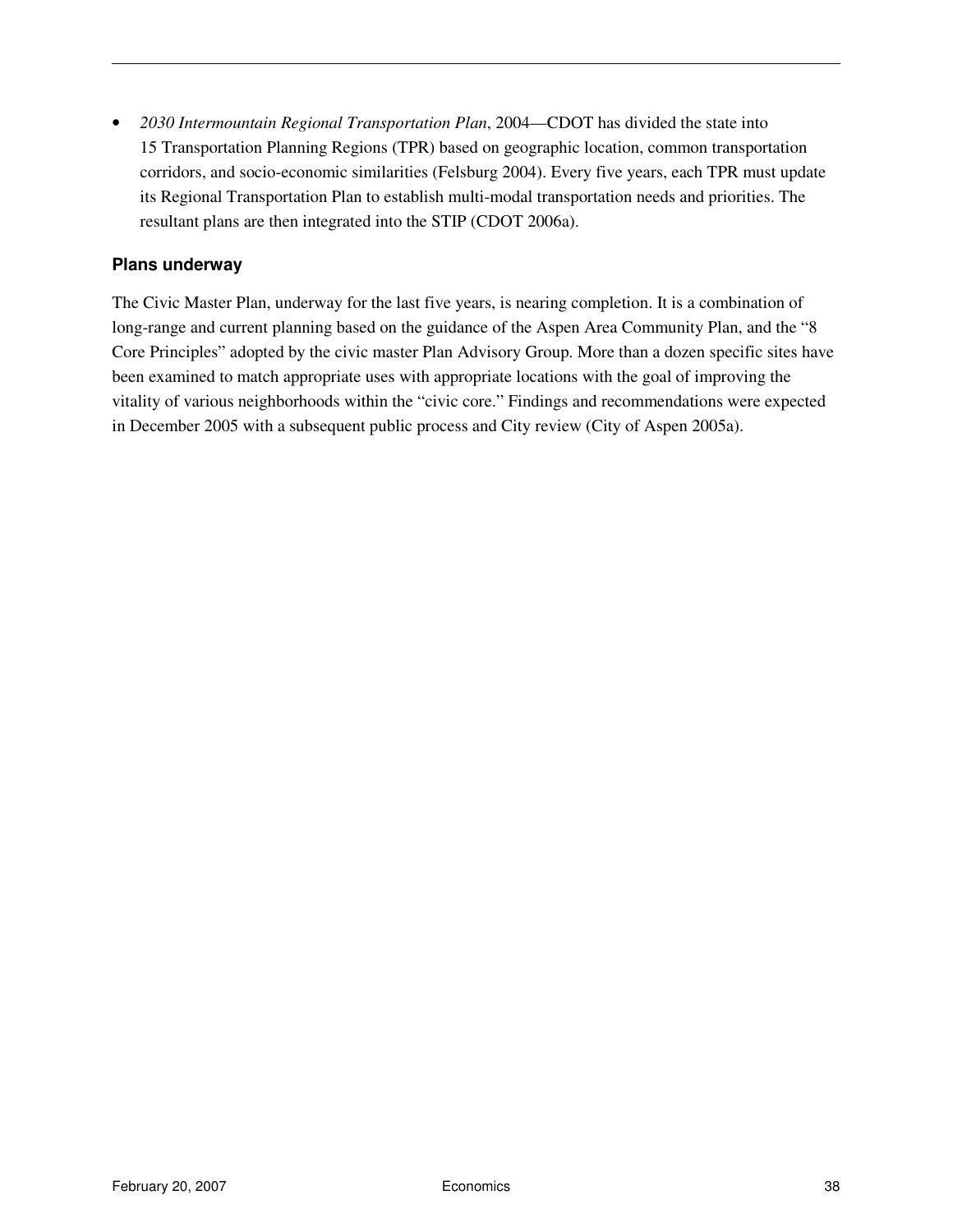- *2030 Intermountain Regional Transportation Plan*, 2004—CDOT has divided the state into 15 Transportation Planning Regions (TPR) based on geographic location, common transportation corridors, and socio-economic similarities (Felsburg 2004). Every five years, each TPR must update its Regional Transportation Plan to establish multi-modal transportation needs and priorities. The resultant plans are then integrated into the STIP (CDOT 2006a).

### Plans underway

The Civic Master Plan, underway for the last five years, is nearing completion. It is a combination of long-range and current planning based on the guidance of the Aspen Area Community Plan, and the "8 Core Principles" adopted by the civic master Plan Advisory Group. More than a dozen specific sites have been examined to match appropriate uses with appropriate locations with the goal of improving the vitality of various neighborhoods within the "civic core." Findings and recommendations were expected in December 2005 with a subsequent public process and City review (City of Aspen 2005a).